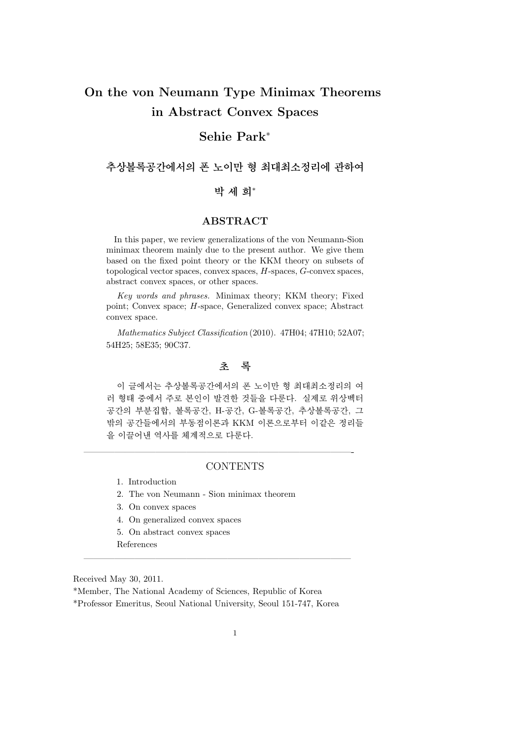# On the von Neumann Type Minimax Theorems in Abstract Convex Spaces

## Sehie Park*

# 추상볼록공간에서의 폰 노이만 형 최대최소정리에 관하여

## 박 세 희*

### ABSTRACT

In this paper, we review generalizations of the von Neumann-Sion minimax theorem mainly due to the present author. We give them based on the fixed point theory or the KKM theory on subsets of topological vector spaces, convex spaces, $H$-spaces, $G$-convex spaces, abstract convex spaces, or other spaces.

*Key words and phrases.* Minimax theory; KKM theory; Fixed point; Convex space; $H$-space, Generalized convex space; Abstract convex space.

*Mathematics Subject Classification* (2010). 47H04; 47H10; 52A07; 54H25; 58E35; 90C37.

### 초 록

이 글에서는 추상볼록공간에서의 폰 노이만 형 최대최소정리의 여러 형태 중에서 주로 본인이 발견한 것들을 다룬다. 실제로 위상벡터공간의 부분집합, 볼록공간, H-공간, G-볼록공간, 추상볼록공간, 그 밖의 공간들에서의 부동점이론과 KKM 이론으로부터 이같은 정리들을 이끌어낸 역사를 체계적으로 다룬다.

---

CONTENTS

1. Introduction
2. The von Neumann - Sion minimax theorem
3. On convex spaces
4. On generalized convex spaces
5. On abstract convex spaces

References

---

Received May 30, 2011.

*Member, The National Academy of Sciences, Republic of Korea

*Professor Emeritus, Seoul National University, Seoul 151-747, Korea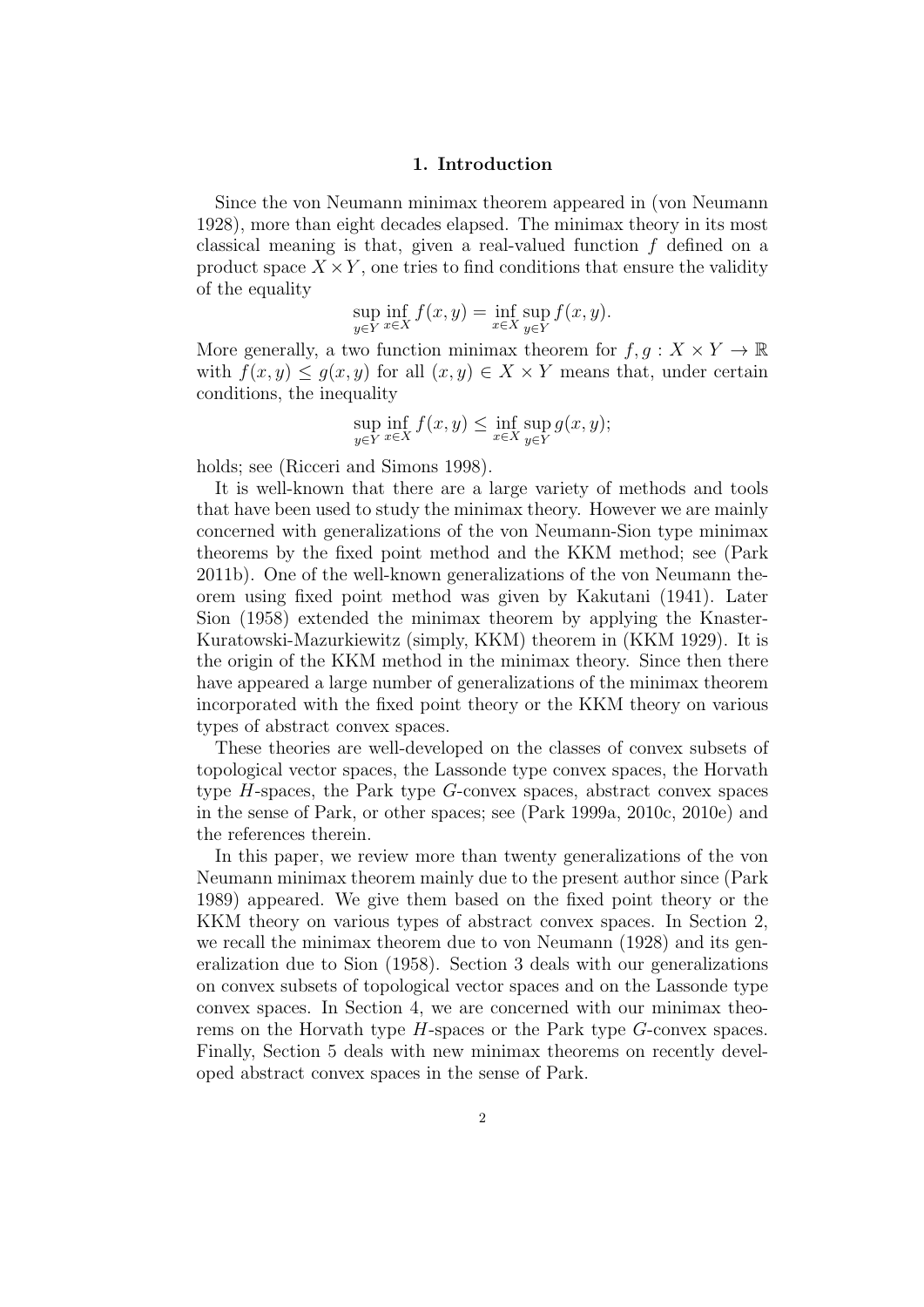## 1. Introduction

Since the von Neumann minimax theorem appeared in (von Neumann 1928), more than eight decades elapsed. The minimax theory in its most classical meaning is that, given a real-valued function $f$ defined on a product space $X \times Y$, one tries to find conditions that ensure the validity of the equality

$$\sup_{y \in Y} \inf_{x \in X} f(x,y) = \inf_{x \in X} \sup_{y \in Y} f(x,y).$$

More generally, a two function minimax theorem for $f, g : X \times Y \to \mathbb{R}$ with $f(x,y) \leq g(x,y)$ for all $(x,y) \in X \times Y$ means that, under certain conditions, the inequality

$$\sup_{y \in Y} \inf_{x \in X} f(x,y) \leq \inf_{x \in X} \sup_{y \in Y} g(x,y);$$

holds; see (Ricceri and Simons 1998).

It is well-known that there are a large variety of methods and tools that have been used to study the minimax theory. However we are mainly concerned with generalizations of the von Neumann-Sion type minimax theorems by the fixed point method and the KKM method; see (Park 2011b). One of the well-known generalizations of the von Neumann theorem using fixed point method was given by Kakutani (1941). Later Sion (1958) extended the minimax theorem by applying the Knaster-Kuratowski-Mazurkiewitz (simply, KKM) theorem in (KKM 1929). It is the origin of the KKM method in the minimax theory. Since then there have appeared a large number of generalizations of the minimax theorem incorporated with the fixed point theory or the KKM theory on various types of abstract convex spaces.

These theories are well-developed on the classes of convex subsets of topological vector spaces, the Lassonde type convex spaces, the Horvath type $H$-spaces, the Park type $G$-convex spaces, abstract convex spaces in the sense of Park, or other spaces; see (Park 1999a, 2010c, 2010e) and the references therein.

In this paper, we review more than twenty generalizations of the von Neumann minimax theorem mainly due to the present author since (Park 1989) appeared. We give them based on the fixed point theory or the KKM theory on various types of abstract convex spaces. In Section 2, we recall the minimax theorem due to von Neumann (1928) and its generalization due to Sion (1958). Section 3 deals with our generalizations on convex subsets of topological vector spaces and on the Lassonde type convex spaces. In Section 4, we are concerned with our minimax theorems on the Horvath type $H$-spaces or the Park type $G$-convex spaces. Finally, Section 5 deals with new minimax theorems on recently developed abstract convex spaces in the sense of Park.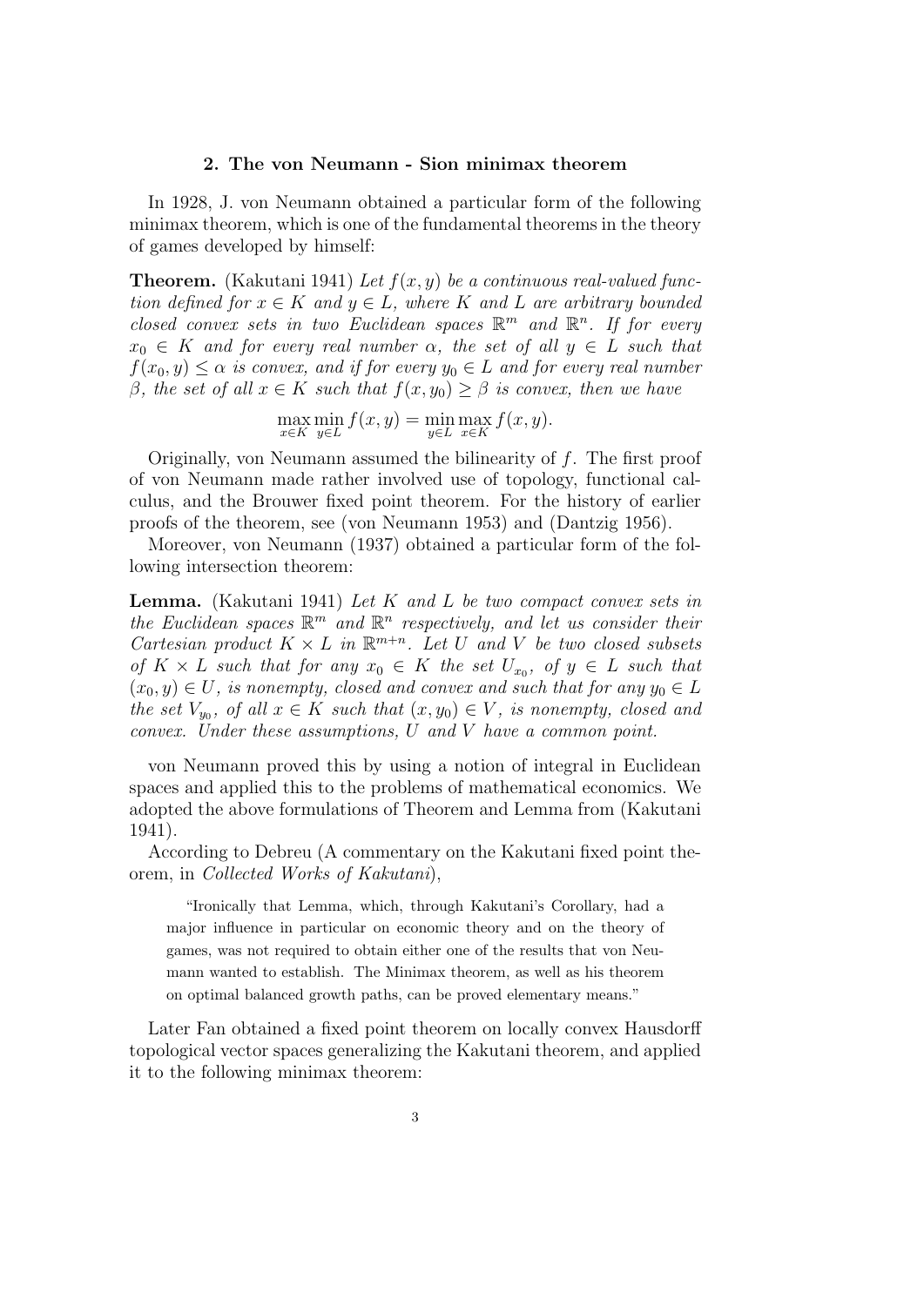## 2. The von Neumann - Sion minimax theorem

In 1928, J. von Neumann obtained a particular form of the following minimax theorem, which is one of the fundamental theorems in the theory of games developed by himself:

**Theorem.** (Kakutani 1941) *Let $f(x, y)$ be a continuous real-valued function defined for $x \in K$ and $y \in L$, where $K$ and $L$ are arbitrary bounded closed convex sets in two Euclidean spaces $\mathbb{R}^m$ and $\mathbb{R}^n$. If for every $x_0 \in K$ and for every real number $\alpha$, the set of all $y \in L$ such that $f(x_0, y) \leq \alpha$ is convex, and if for every $y_0 \in L$ and for every real number $\beta$, the set of all $x \in K$ such that $f(x, y_0) \geq \beta$ is convex, then we have*

$$\max_{x \in K} \min_{y \in L} f(x, y) = \min_{y \in L} \max_{x \in K} f(x, y).$$

Originally, von Neumann assumed the bilinearity of $f$. The first proof of von Neumann made rather involved use of topology, functional calculus, and the Brouwer fixed point theorem. For the history of earlier proofs of the theorem, see (von Neumann 1953) and (Dantzig 1956).

Moreover, von Neumann (1937) obtained a particular form of the following intersection theorem:

**Lemma.** (Kakutani 1941) *Let $K$ and $L$ be two compact convex sets in the Euclidean spaces $\mathbb{R}^m$ and $\mathbb{R}^n$ respectively, and let us consider their Cartesian product $K \times L$ in $\mathbb{R}^{m+n}$. Let $U$ and $V$ be two closed subsets of $K \times L$ such that for any $x_0 \in K$ the set $U_{x_0}$, of $y \in L$ such that $(x_0, y) \in U$, is nonempty, closed and convex and such that for any $y_0 \in L$ the set $V_{y_0}$, of all $x \in K$ such that $(x, y_0) \in V$, is nonempty, closed and convex. Under these assumptions, $U$ and $V$ have a common point.*

von Neumann proved this by using a notion of integral in Euclidean spaces and applied this to the problems of mathematical economics. We adopted the above formulations of Theorem and Lemma from (Kakutani 1941).

According to Debreu (A commentary on the Kakutani fixed point theorem, in *Collected Works of Kakutani*),

> "Ironically that Lemma, which, through Kakutani's Corollary, had a major influence in particular on economic theory and on the theory of games, was not required to obtain either one of the results that von Neumann wanted to establish. The Minimax theorem, as well as his theorem on optimal balanced growth paths, can be proved elementary means."

Later Fan obtained a fixed point theorem on locally convex Hausdorff topological vector spaces generalizing the Kakutani theorem, and applied it to the following minimax theorem: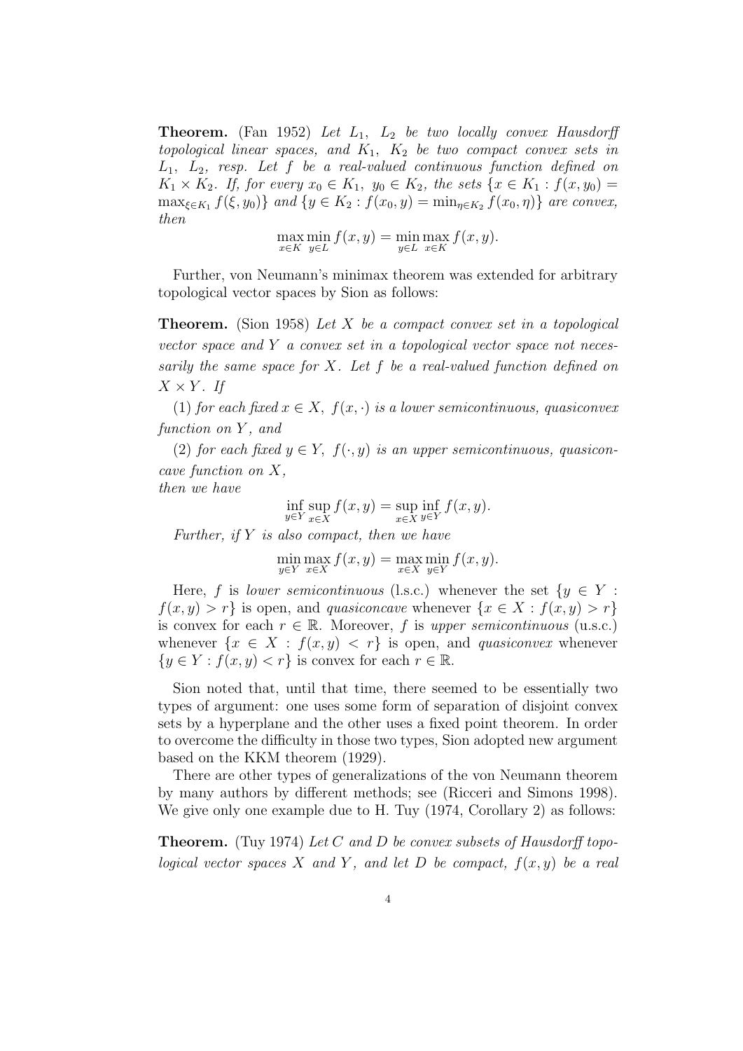**Theorem.** (Fan 1952) *Let $L_1$, $L_2$ be two locally convex Hausdorff topological linear spaces, and $K_1$, $K_2$ be two compact convex sets in $L_1$, $L_2$, resp. Let $f$ be a real-valued continuous function defined on $K_1 \times K_2$. If, for every $x_0 \in K_1$, $y_0 \in K_2$, the sets $\{x \in K_1 : f(x, y_0) = \max_{\xi \in K_1} f(\xi, y_0)\}$ and $\{y \in K_2 : f(x_0, y) = \min_{\eta \in K_2} f(x_0, \eta)\}$ are convex, then*

$$\max_{x \in K} \min_{y \in L} f(x, y) = \min_{y \in L} \max_{x \in K} f(x, y).$$

Further, von Neumann's minimax theorem was extended for arbitrary topological vector spaces by Sion as follows:

**Theorem.** (Sion 1958) *Let $X$ be a compact convex set in a topological vector space and $Y$ a convex set in a topological vector space not necessarily the same space for $X$. Let $f$ be a real-valued function defined on $X \times Y$. If*

*(1) for each fixed $x \in X$, $f(x, \cdot)$ is a lower semicontinuous, quasiconvex function on $Y$, and*

*(2) for each fixed $y \in Y$, $f(\cdot, y)$ is an upper semicontinuous, quasiconcave function on $X$,*

*then we have*

$$\inf_{y \in Y} \sup_{x \in X} f(x, y) = \sup_{x \in X} \inf_{y \in Y} f(x, y).$$

*Further, if $Y$ is also compact, then we have*

$$\min_{y \in Y} \max_{x \in X} f(x, y) = \max_{x \in X} \min_{y \in Y} f(x, y).$$

Here, $f$ is *lower semicontinuous* (l.s.c.) whenever the set $\{y \in Y : f(x, y) > r\}$ is open, and *quasiconcave* whenever $\{x \in X : f(x, y) > r\}$ is convex for each $r \in \mathbb{R}$. Moreover, $f$ is *upper semicontinuous* (u.s.c.) whenever $\{x \in X : f(x, y) < r\}$ is open, and *quasiconvex* whenever $\{y \in Y : f(x, y) < r\}$ is convex for each $r \in \mathbb{R}$.

Sion noted that, until that time, there seemed to be essentially two types of argument: one uses some form of separation of disjoint convex sets by a hyperplane and the other uses a fixed point theorem. In order to overcome the difficulty in those two types, Sion adopted new argument based on the KKM theorem (1929).

There are other types of generalizations of the von Neumann theorem by many authors by different methods; see (Ricceri and Simons 1998). We give only one example due to H. Tuy (1974, Corollary 2) as follows:

**Theorem.** (Tuy 1974) *Let $C$ and $D$ be convex subsets of Hausdorff topological vector spaces $X$ and $Y$, and let $D$ be compact, $f(x, y)$ be a real*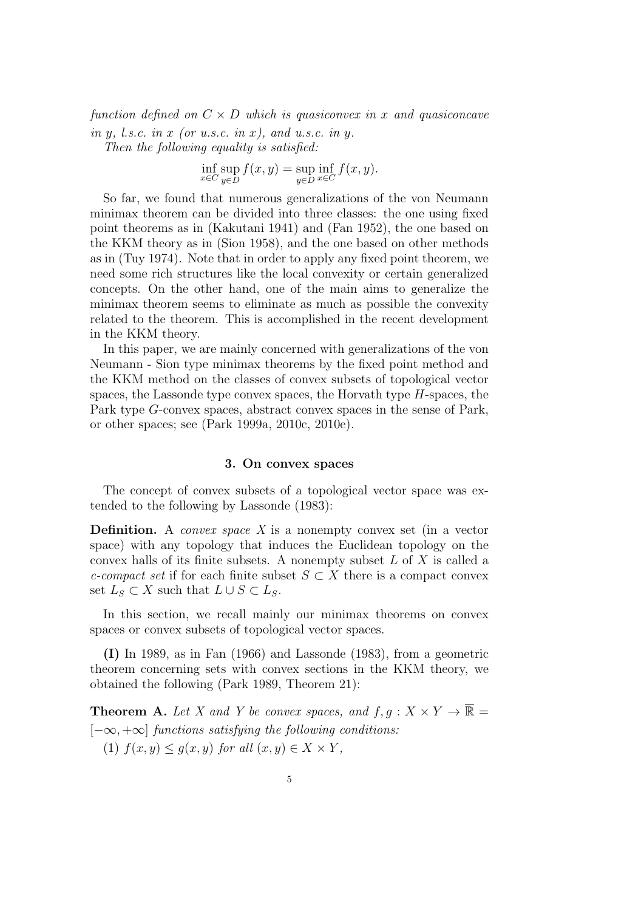*function defined on $C \times D$ which is quasiconvex in $x$ and quasiconcave in $y$, l.s.c. in $x$ (or u.s.c. in $x$), and u.s.c. in $y$.*

*Then the following equality is satisfied:*

$$\inf_{x \in C} \sup_{y \in D} f(x, y) = \sup_{y \in D} \inf_{x \in C} f(x, y).$$

So far, we found that numerous generalizations of the von Neumann minimax theorem can be divided into three classes: the one using fixed point theorems as in (Kakutani 1941) and (Fan 1952), the one based on the KKM theory as in (Sion 1958), and the one based on other methods as in (Tuy 1974). Note that in order to apply any fixed point theorem, we need some rich structures like the local convexity or certain generalized concepts. On the other hand, one of the main aims to generalize the minimax theorem seems to eliminate as much as possible the convexity related to the theorem. This is accomplished in the recent development in the KKM theory.

In this paper, we are mainly concerned with generalizations of the von Neumann - Sion type minimax theorems by the fixed point method and the KKM method on the classes of convex subsets of topological vector spaces, the Lassonde type convex spaces, the Horvath type $H$-spaces, the Park type $G$-convex spaces, abstract convex spaces in the sense of Park, or other spaces; see (Park 1999a, 2010c, 2010e).

## 3. On convex spaces

The concept of convex subsets of a topological vector space was extended to the following by Lassonde (1983):

**Definition.** A *convex space* $X$ is a nonempty convex set (in a vector space) with any topology that induces the Euclidean topology on the convex halls of its finite subsets. A nonempty subset $L$ of $X$ is called a *c-compact set* if for each finite subset $S \subset X$ there is a compact convex set $L_S \subset X$ such that $L \cup S \subset L_S$.

In this section, we recall mainly our minimax theorems on convex spaces or convex subsets of topological vector spaces.

**(I)** In 1989, as in Fan (1966) and Lassonde (1983), from a geometric theorem concerning sets with convex sections in the KKM theory, we obtained the following (Park 1989, Theorem 21):

**Theorem A.** *Let $X$ and $Y$ be convex spaces, and $f, g : X \times Y \to \overline{\mathbb{R}} = [-\infty, +\infty]$ functions satisfying the following conditions:*

(1) *$f(x, y) \leq g(x, y)$ for all $(x, y) \in X \times Y$,*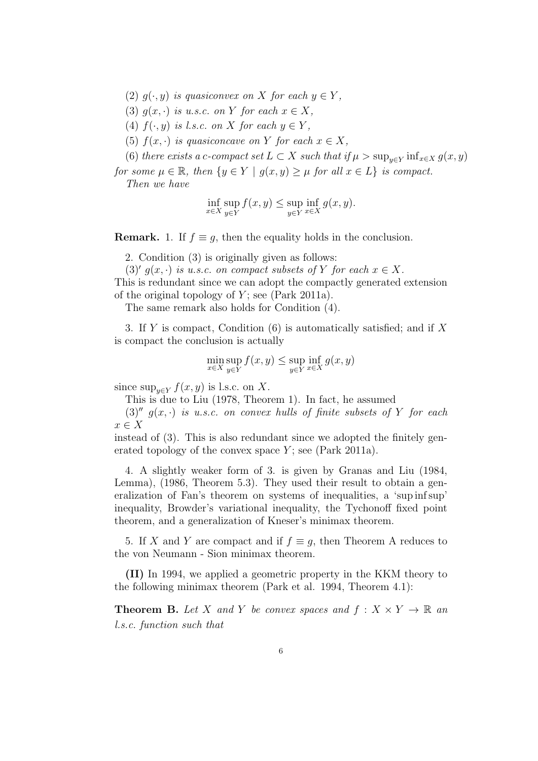(2) $g(\cdot, y)$ *is quasiconvex on* $X$ *for each* $y \in Y$,

(3) $g(x, \cdot)$ *is u.s.c. on* $Y$ *for each* $x \in X$,

(4) $f(\cdot, y)$ *is l.s.c. on* $X$ *for each* $y \in Y$,

(5) $f(x, \cdot)$ *is quasiconcave on* $Y$ *for each* $x \in X$,

(6) *there exists a c-compact set* $L \subset X$ *such that if* $\mu > \sup_{y \in Y} \inf_{x \in X} g(x, y)$ *for some* $\mu \in \mathbb{R}$, *then* $\{y \in Y \mid g(x, y) \geq \mu \text{ for all } x \in L\}$ *is compact.*

*Then we have*

$$\inf_{x \in X} \sup_{y \in Y} f(x, y) \leq \sup_{y \in Y} \inf_{x \in X} g(x, y).$$

**Remark.** 1. If $f \equiv g$, then the equality holds in the conclusion.

2. Condition (3) is originally given as follows:

(3)′ $g(x, \cdot)$ *is u.s.c. on compact subsets of* $Y$ *for each* $x \in X$.
This is redundant since we can adopt the compactly generated extension of the original topology of $Y$; see (Park 2011a).

The same remark also holds for Condition (4).

3. If $Y$ is compact, Condition (6) is automatically satisfied; and if $X$ is compact the conclusion is actually

$$\min_{x \in X} \sup_{y \in Y} f(x, y) \leq \sup_{y \in Y} \inf_{x \in X} g(x, y)$$

since $\sup_{y \in Y} f(x, y)$ is l.s.c. on $X$.

This is due to Liu (1978, Theorem 1). In fact, he assumed

(3)′′ $g(x, \cdot)$ *is u.s.c. on convex hulls of finite subsets of* $Y$ *for each* $x \in X$

instead of (3). This is also redundant since we adopted the finitely generated topology of the convex space $Y$; see (Park 2011a).

4. A slightly weaker form of 3. is given by Granas and Liu (1984, Lemma), (1986, Theorem 5.3). They used their result to obtain a generalization of Fan's theorem on systems of inequalities, a 'sup inf sup' inequality, Browder's variational inequality, the Tychonoff fixed point theorem, and a generalization of Kneser's minimax theorem.

5. If $X$ and $Y$ are compact and if $f \equiv g$, then Theorem A reduces to the von Neumann - Sion minimax theorem.

**(II)** In 1994, we applied a geometric property in the KKM theory to the following minimax theorem (Park et al. 1994, Theorem 4.1):

**Theorem B.** *Let* $X$ *and* $Y$ *be convex spaces and* $f : X \times Y \to \mathbb{R}$ *an l.s.c. function such that*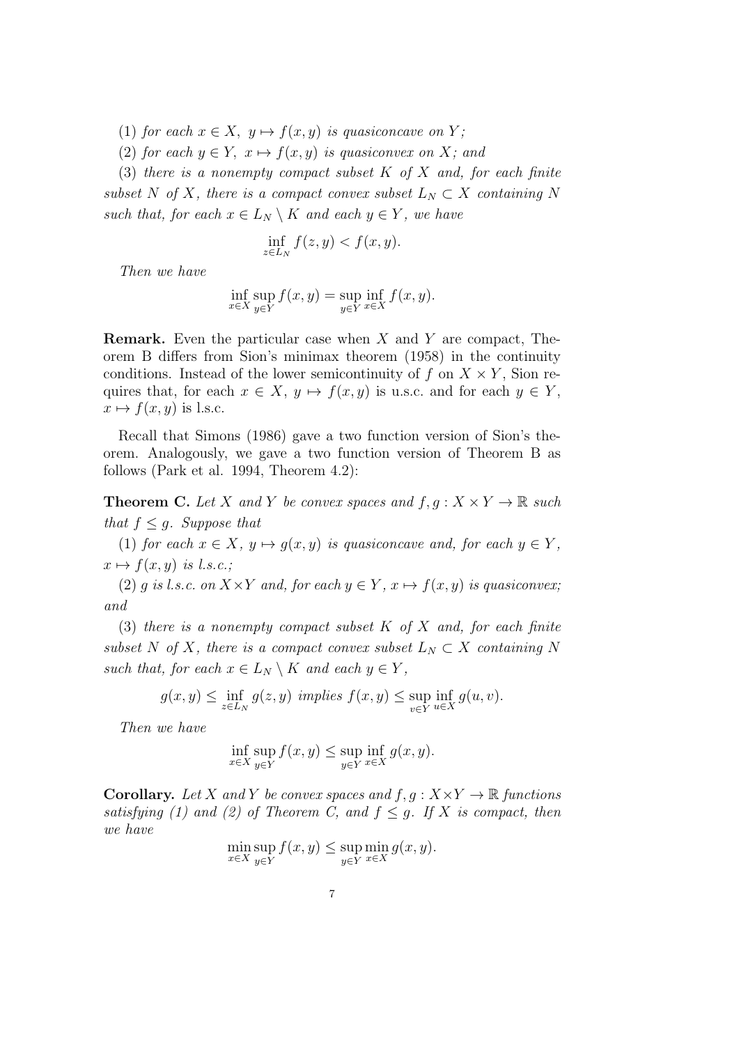(1) *for each* $x \in X$, $y \mapsto f(x,y)$ *is quasiconcave on* $Y$*;*

(2) *for each* $y \in Y$, $x \mapsto f(x,y)$ *is quasiconvex on* $X$*; and*

(3) *there is a nonempty compact subset* $K$ *of* $X$ *and, for each finite subset* $N$ *of* $X$*, there is a compact convex subset* $L_N \subset X$ *containing* $N$ *such that, for each* $x \in L_N \setminus K$ *and each* $y \in Y$*, we have*

$$\inf_{z \in L_N} f(z,y) < f(x,y).$$

*Then we have*

$$\inf_{x \in X} \sup_{y \in Y} f(x,y) = \sup_{y \in Y} \inf_{x \in X} f(x,y).$$

**Remark.** Even the particular case when $X$ and $Y$ are compact, Theorem B differs from Sion's minimax theorem (1958) in the continuity conditions. Instead of the lower semicontinuity of $f$ on $X \times Y$, Sion requires that, for each $x \in X$, $y \mapsto f(x,y)$ is u.s.c. and for each $y \in Y$, $x \mapsto f(x,y)$ is l.s.c.

Recall that Simons (1986) gave a two function version of Sion's theorem. Analogously, we gave a two function version of Theorem B as follows (Park et al. 1994, Theorem 4.2):

**Theorem C.** *Let* $X$ *and* $Y$ *be convex spaces and* $f, g : X \times Y \to \mathbb{R}$ *such that* $f \leq g$*. Suppose that*

(1) *for each* $x \in X$, $y \mapsto g(x,y)$ *is quasiconcave and, for each* $y \in Y$, $x \mapsto f(x,y)$ *is l.s.c.;*

(2) $g$ *is l.s.c. on* $X \times Y$ *and, for each* $y \in Y$, $x \mapsto f(x,y)$ *is quasiconvex; and*

(3) *there is a nonempty compact subset* $K$ *of* $X$ *and, for each finite subset* $N$ *of* $X$*, there is a compact convex subset* $L_N \subset X$ *containing* $N$ *such that, for each* $x \in L_N \setminus K$ *and each* $y \in Y$*,*

$$g(x,y) \leq \inf_{z \in L_N} g(z,y) \text{ implies } f(x,y) \leq \sup_{v \in Y} \inf_{u \in X} g(u,v).$$

*Then we have*

$$\inf_{x \in X} \sup_{y \in Y} f(x,y) \leq \sup_{y \in Y} \inf_{x \in X} g(x,y).$$

**Corollary.** *Let* $X$ *and* $Y$ *be convex spaces and* $f, g : X \times Y \to \mathbb{R}$ *functions satisfying (1) and (2) of Theorem C, and* $f \leq g$*. If* $X$ *is compact, then we have*

$$\min_{x \in X} \sup_{y \in Y} f(x,y) \leq \sup_{y \in Y} \min_{x \in X} g(x,y).$$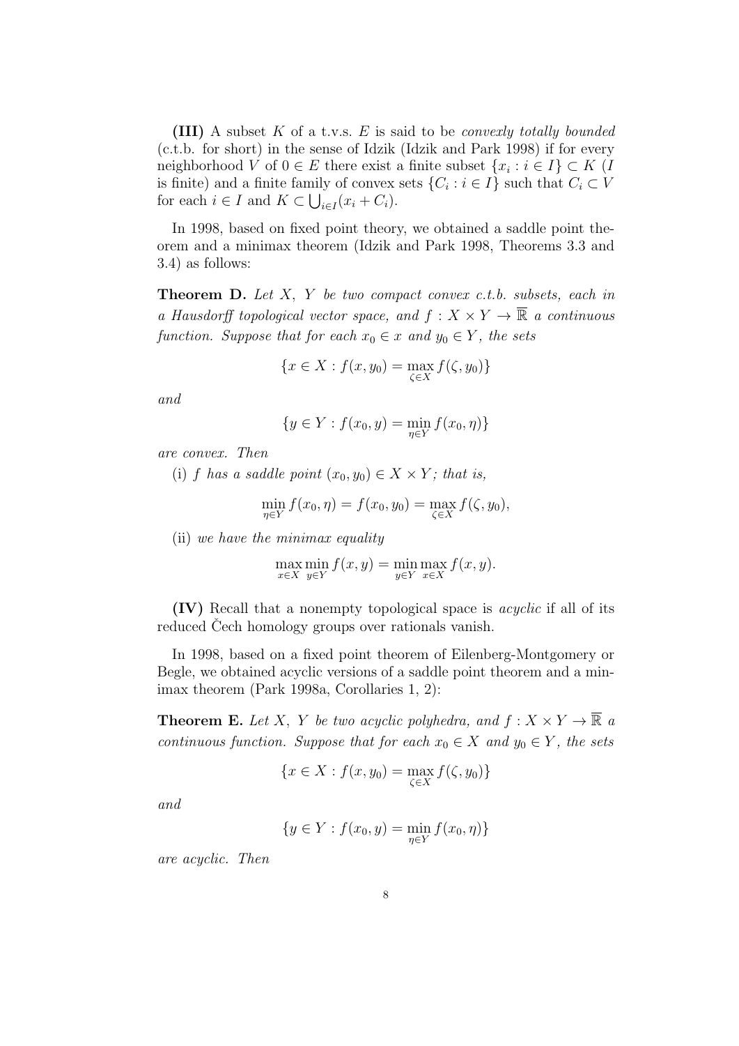**(III)** A subset $K$ of a t.v.s. $E$ is said to be *convexly totally bounded* (c.t.b. for short) in the sense of Idzik (Idzik and Park 1998) if for every neighborhood $V$ of $0 \in E$ there exist a finite subset $\{x_i : i \in I\} \subset K$ ($I$ is finite) and a finite family of convex sets $\{C_i : i \in I\}$ such that $C_i \subset V$ for each $i \in I$ and $K \subset \bigcup_{i \in I}(x_i + C_i)$.

In 1998, based on fixed point theory, we obtained a saddle point theorem and a minimax theorem (Idzik and Park 1998, Theorems 3.3 and 3.4) as follows:

**Theorem D.** *Let $X$, $Y$ be two compact convex c.t.b. subsets, each in a Hausdorff topological vector space, and $f : X \times Y \to \overline{\mathbb{R}}$ a continuous function. Suppose that for each $x_0 \in x$ and $y_0 \in Y$, the sets*

$$\{x \in X : f(x, y_0) = \max_{\zeta \in X} f(\zeta, y_0)\}$$

*and*

$$\{y \in Y : f(x_0, y) = \min_{\eta \in Y} f(x_0, \eta)\}$$

*are convex. Then*

(i) *$f$ has a saddle point $(x_0, y_0) \in X \times Y$; that is,*

$$\min_{\eta \in Y} f(x_0, \eta) = f(x_0, y_0) = \max_{\zeta \in X} f(\zeta, y_0),$$

(ii) *we have the minimax equality*

$$\max_{x \in X} \min_{y \in Y} f(x, y) = \min_{y \in Y} \max_{x \in X} f(x, y).$$

**(IV)** Recall that a nonempty topological space is *acyclic* if all of its reduced Čech homology groups over rationals vanish.

In 1998, based on a fixed point theorem of Eilenberg-Montgomery or Begle, we obtained acyclic versions of a saddle point theorem and a minimax theorem (Park 1998a, Corollaries 1, 2):

**Theorem E.** *Let $X$, $Y$ be two acyclic polyhedra, and $f : X \times Y \to \overline{\mathbb{R}}$ a continuous function. Suppose that for each $x_0 \in X$ and $y_0 \in Y$, the sets*

$$\{x \in X : f(x, y_0) = \max_{\zeta \in X} f(\zeta, y_0)\}$$

*and*

$$\{y \in Y : f(x_0, y) = \min_{\eta \in Y} f(x_0, \eta)\}$$

*are acyclic. Then*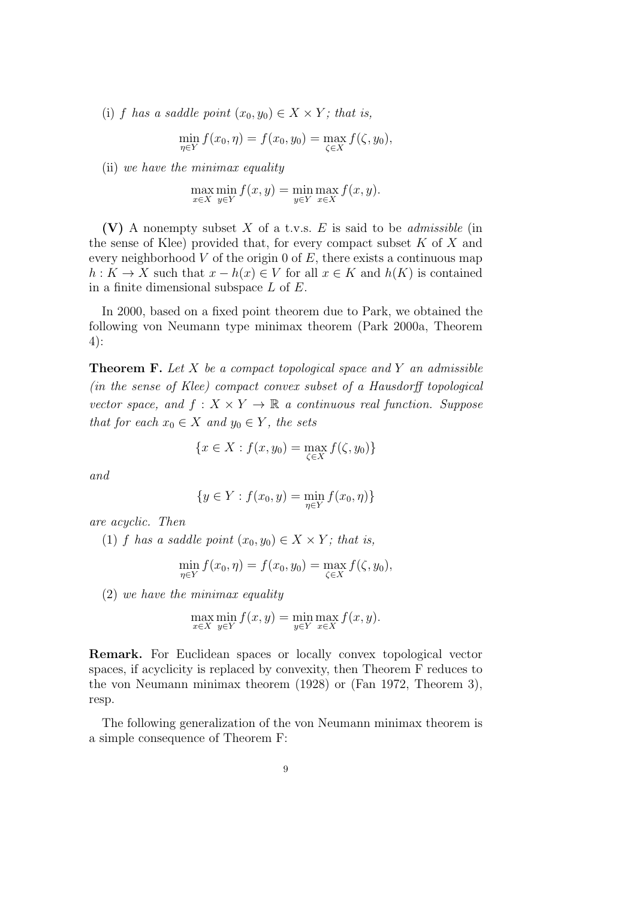(i) *$f$ has a saddle point $(x_0, y_0) \in X \times Y$; that is,*

$$\min_{\eta \in Y} f(x_0, \eta) = f(x_0, y_0) = \max_{\zeta \in X} f(\zeta, y_0),$$

(ii) *we have the minimax equality*

$$\max_{x \in X} \min_{y \in Y} f(x, y) = \min_{y \in Y} \max_{x \in X} f(x, y).$$

**(V)** A nonempty subset $X$ of a t.v.s. $E$ is said to be *admissible* (in the sense of Klee) provided that, for every compact subset $K$ of $X$ and every neighborhood $V$ of the origin 0 of $E$, there exists a continuous map $h : K \to X$ such that $x - h(x) \in V$ for all $x \in K$ and $h(K)$ is contained in a finite dimensional subspace $L$ of $E$.

In 2000, based on a fixed point theorem due to Park, we obtained the following von Neumann type minimax theorem (Park 2000a, Theorem 4):

**Theorem F.** *Let $X$ be a compact topological space and $Y$ an admissible (in the sense of Klee) compact convex subset of a Hausdorff topological vector space, and $f : X \times Y \to \mathbb{R}$ a continuous real function. Suppose that for each $x_0 \in X$ and $y_0 \in Y$, the sets*

$$\{x \in X : f(x, y_0) = \max_{\zeta \in X} f(\zeta, y_0)\}$$

*and*

$$\{y \in Y : f(x_0, y) = \min_{\eta \in Y} f(x_0, \eta)\}$$

*are acyclic. Then*

(1) *$f$ has a saddle point $(x_0, y_0) \in X \times Y$; that is,*

$$\min_{\eta \in Y} f(x_0, \eta) = f(x_0, y_0) = \max_{\zeta \in X} f(\zeta, y_0),$$

(2) *we have the minimax equality*

$$\max_{x \in X} \min_{y \in Y} f(x, y) = \min_{y \in Y} \max_{x \in X} f(x, y).$$

**Remark.** For Euclidean spaces or locally convex topological vector spaces, if acyclicity is replaced by convexity, then Theorem F reduces to the von Neumann minimax theorem (1928) or (Fan 1972, Theorem 3), resp.

The following generalization of the von Neumann minimax theorem is a simple consequence of Theorem F: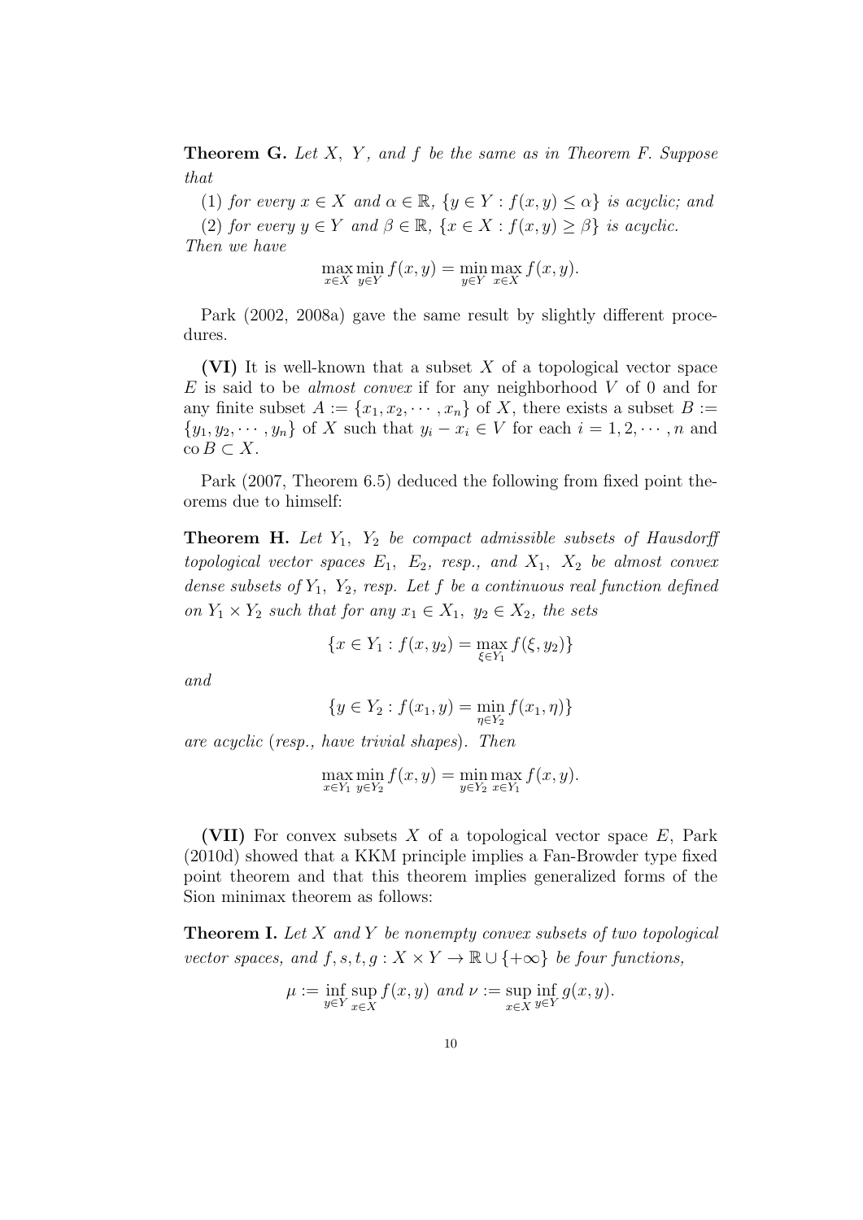**Theorem G.** *Let $X$, $Y$, and $f$ be the same as in Theorem F. Suppose that*

(1) *for every $x \in X$ and $\alpha \in \mathbb{R}$, $\{y \in Y : f(x,y) \leq \alpha\}$ is acyclic; and*

(2) *for every $y \in Y$ and $\beta \in \mathbb{R}$, $\{x \in X : f(x,y) \geq \beta\}$ is acyclic.*

*Then we have*

$$\max_{x \in X} \min_{y \in Y} f(x,y) = \min_{y \in Y} \max_{x \in X} f(x,y).$$

Park (2002, 2008a) gave the same result by slightly different procedures.

**(VI)** It is well-known that a subset $X$ of a topological vector space $E$ is said to be *almost convex* if for any neighborhood $V$ of 0 and for any finite subset $A := \{x_1, x_2, \cdots, x_n\}$ of $X$, there exists a subset $B := \{y_1, y_2, \cdots, y_n\}$ of $X$ such that $y_i - x_i \in V$ for each $i = 1, 2, \cdots, n$ and $\operatorname{co} B \subset X$.

Park (2007, Theorem 6.5) deduced the following from fixed point theorems due to himself:

**Theorem H.** *Let $Y_1$, $Y_2$ be compact admissible subsets of Hausdorff topological vector spaces $E_1$, $E_2$, resp., and $X_1$, $X_2$ be almost convex dense subsets of $Y_1$, $Y_2$, resp. Let $f$ be a continuous real function defined on $Y_1 \times Y_2$ such that for any $x_1 \in X_1$, $y_2 \in X_2$, the sets*

$$\{x \in Y_1 : f(x, y_2) = \max_{\xi \in Y_1} f(\xi, y_2)\}$$

*and*

$$\{y \in Y_2 : f(x_1, y) = \min_{\eta \in Y_2} f(x_1, \eta)\}$$

*are acyclic (resp., have trivial shapes). Then*

$$\max_{x \in Y_1} \min_{y \in Y_2} f(x,y) = \min_{y \in Y_2} \max_{x \in Y_1} f(x,y).$$

**(VII)** For convex subsets $X$ of a topological vector space $E$, Park (2010d) showed that a KKM principle implies a Fan-Browder type fixed point theorem and that this theorem implies generalized forms of the Sion minimax theorem as follows:

**Theorem I.** *Let $X$ and $Y$ be nonempty convex subsets of two topological vector spaces, and $f, s, t, g : X \times Y \to \mathbb{R} \cup \{+\infty\}$ be four functions,*

$$\mu := \inf_{y \in Y} \sup_{x \in X} f(x,y) \text{ and } \nu := \sup_{x \in X} \inf_{y \in Y} g(x,y).$$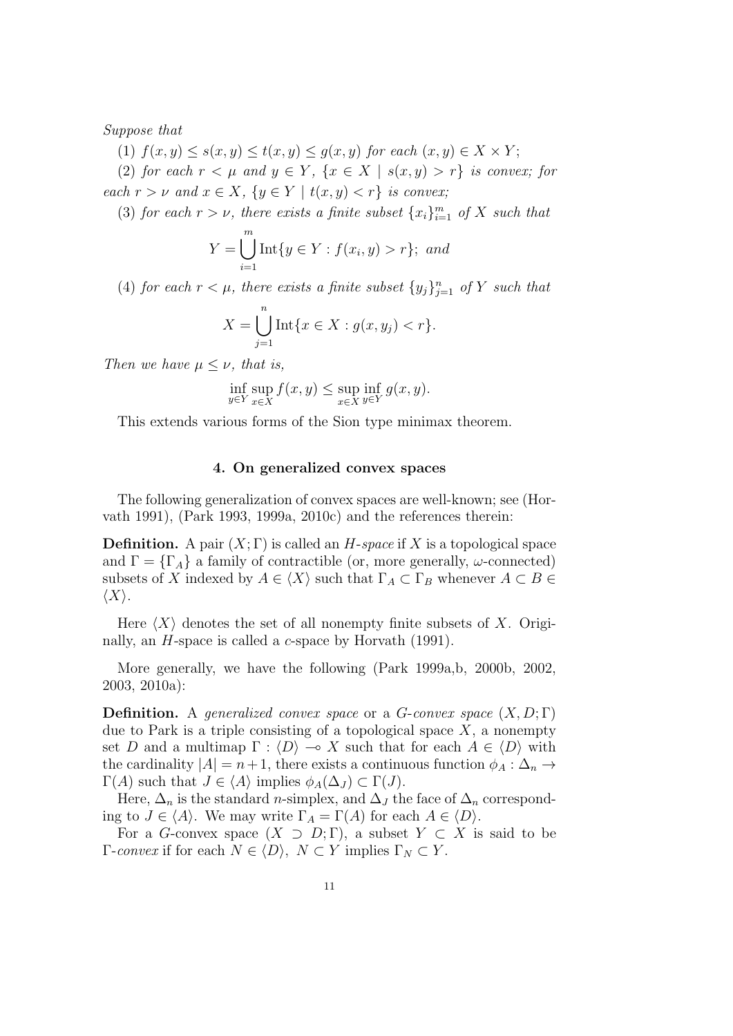*Suppose that*

(1) $f(x,y) \leq s(x,y) \leq t(x,y) \leq g(x,y)$ *for each* $(x,y) \in X \times Y$;

(2) *for each* $r < \mu$ *and* $y \in Y$, $\{x \in X \mid s(x,y) > r\}$ *is convex; for each* $r > \nu$ *and* $x \in X$, $\{y \in Y \mid t(x,y) < r\}$ *is convex;*

(3) *for each* $r > \nu$, *there exists a finite subset* $\{x_i\}_{i=1}^m$ *of* $X$ *such that*

$$Y = \bigcup_{i=1}^{m} \mathrm{Int}\{y \in Y : f(x_i, y) > r\}; \text{ and}$$

(4) *for each* $r < \mu$, *there exists a finite subset* $\{y_j\}_{j=1}^n$ *of* $Y$ *such that*

$$X = \bigcup_{j=1}^{n} \mathrm{Int}\{x \in X : g(x, y_j) < r\}.$$

*Then we have* $\mu \leq \nu$, *that is,*

$$\inf_{y \in Y} \sup_{x \in X} f(x,y) \leq \sup_{x \in X} \inf_{y \in Y} g(x,y).$$

This extends various forms of the Sion type minimax theorem.

## 4. On generalized convex spaces

The following generalization of convex spaces are well-known; see (Horvath 1991), (Park 1993, 1999a, 2010c) and the references therein:

**Definition.** A pair $(X;\Gamma)$ is called an *H-space* if $X$ is a topological space and $\Gamma = \{\Gamma_A\}$ a family of contractible (or, more generally, $\omega$-connected) subsets of $X$ indexed by $A \in \langle X \rangle$ such that $\Gamma_A \subset \Gamma_B$ whenever $A \subset B \in \langle X \rangle$.

Here $\langle X \rangle$ denotes the set of all nonempty finite subsets of $X$. Originally, an $H$-space is called a $c$-space by Horvath (1991).

More generally, we have the following (Park 1999a,b, 2000b, 2002, 2003, 2010a):

**Definition.** A *generalized convex space* or a *G-convex space* $(X, D;\Gamma)$ due to Park is a triple consisting of a topological space $X$, a nonempty set $D$ and a multimap $\Gamma : \langle D \rangle \multimap X$ such that for each $A \in \langle D \rangle$ with the cardinality $|A| = n+1$, there exists a continuous function $\phi_A : \Delta_n \to \Gamma(A)$ such that $J \in \langle A \rangle$ implies $\phi_A(\Delta_J) \subset \Gamma(J)$.

Here, $\Delta_n$ is the standard $n$-simplex, and $\Delta_J$ the face of $\Delta_n$ corresponding to $J \in \langle A \rangle$. We may write $\Gamma_A = \Gamma(A)$ for each $A \in \langle D \rangle$.

For a $G$-convex space $(X \supset D;\Gamma)$, a subset $Y \subset X$ is said to be $\Gamma$-*convex* if for each $N \in \langle D \rangle$, $N \subset Y$ implies $\Gamma_N \subset Y$.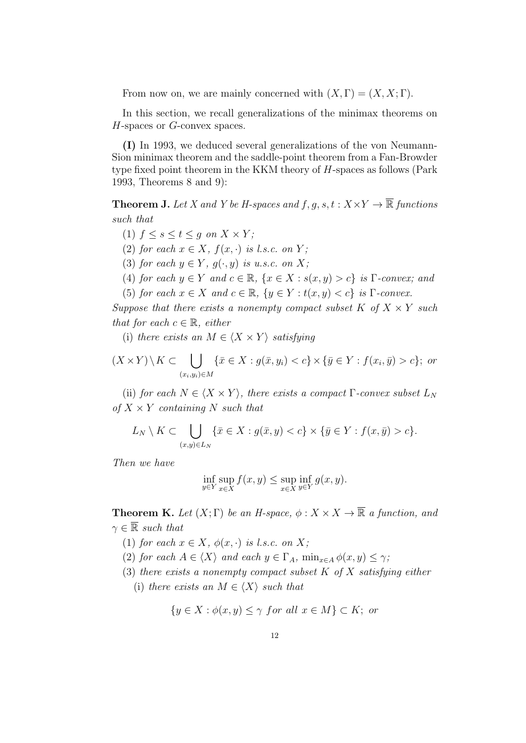From now on, we are mainly concerned with $(X, \Gamma) = (X, X; \Gamma)$.

In this section, we recall generalizations of the minimax theorems on $H$-spaces or $G$-convex spaces.

**(I)** In 1993, we deduced several generalizations of the von Neumann-Sion minimax theorem and the saddle-point theorem from a Fan-Browder type fixed point theorem in the KKM theory of $H$-spaces as follows (Park 1993, Theorems 8 and 9):

**Theorem J.** *Let $X$ and $Y$ be $H$-spaces and $f, g, s, t : X \times Y \to \overline{\mathbb{R}}$ functions such that*

(1) *$f \leq s \leq t \leq g$ on $X \times Y$;*

(2) *for each $x \in X$, $f(x, \cdot)$ is l.s.c. on $Y$;*

(3) *for each $y \in Y$, $g(\cdot, y)$ is u.s.c. on $X$;*

(4) *for each $y \in Y$ and $c \in \mathbb{R}$, $\{x \in X : s(x, y) > c\}$ is $\Gamma$-convex; and*

(5) *for each $x \in X$ and $c \in \mathbb{R}$, $\{y \in Y : t(x, y) < c\}$ is $\Gamma$-convex.*

*Suppose that there exists a nonempty compact subset $K$ of $X \times Y$ such that for each $c \in \mathbb{R}$, either*

(i) *there exists an $M \in \langle X \times Y \rangle$ satisfying*

$$(X \times Y) \setminus K \subset \bigcup_{(x_i, y_i) \in M} \{\bar{x} \in X : g(\bar{x}, y_i) < c\} \times \{\bar{y} \in Y : f(x_i, \bar{y}) > c\}; \text{ or}$$

(ii) *for each $N \in \langle X \times Y \rangle$, there exists a compact $\Gamma$-convex subset $L_N$ of $X \times Y$ containing $N$ such that*

$$L_N \setminus K \subset \bigcup_{(x,y) \in L_N} \{\bar{x} \in X : g(\bar{x}, y) < c\} \times \{\bar{y} \in Y : f(x, \bar{y}) > c\}.$$

*Then we have*

$$\inf_{y \in Y} \sup_{x \in X} f(x, y) \leq \sup_{x \in X} \inf_{y \in Y} g(x, y).$$

**Theorem K.** *Let $(X; \Gamma)$ be an $H$-space, $\phi : X \times X \to \overline{\mathbb{R}}$ a function, and $\gamma \in \overline{\mathbb{R}}$ such that*

(1) *for each $x \in X$, $\phi(x, \cdot)$ is l.s.c. on $X$;*

(2) *for each $A \in \langle X \rangle$ and each $y \in \Gamma_A$, $\min_{x \in A} \phi(x, y) \leq \gamma$;*

(3) *there exists a nonempty compact subset $K$ of $X$ satisfying either*

(i) *there exists an $M \in \langle X \rangle$ such that*

$$\{y \in X : \phi(x, y) \leq \gamma \text{ for all } x \in M\} \subset K; \text{ or}$$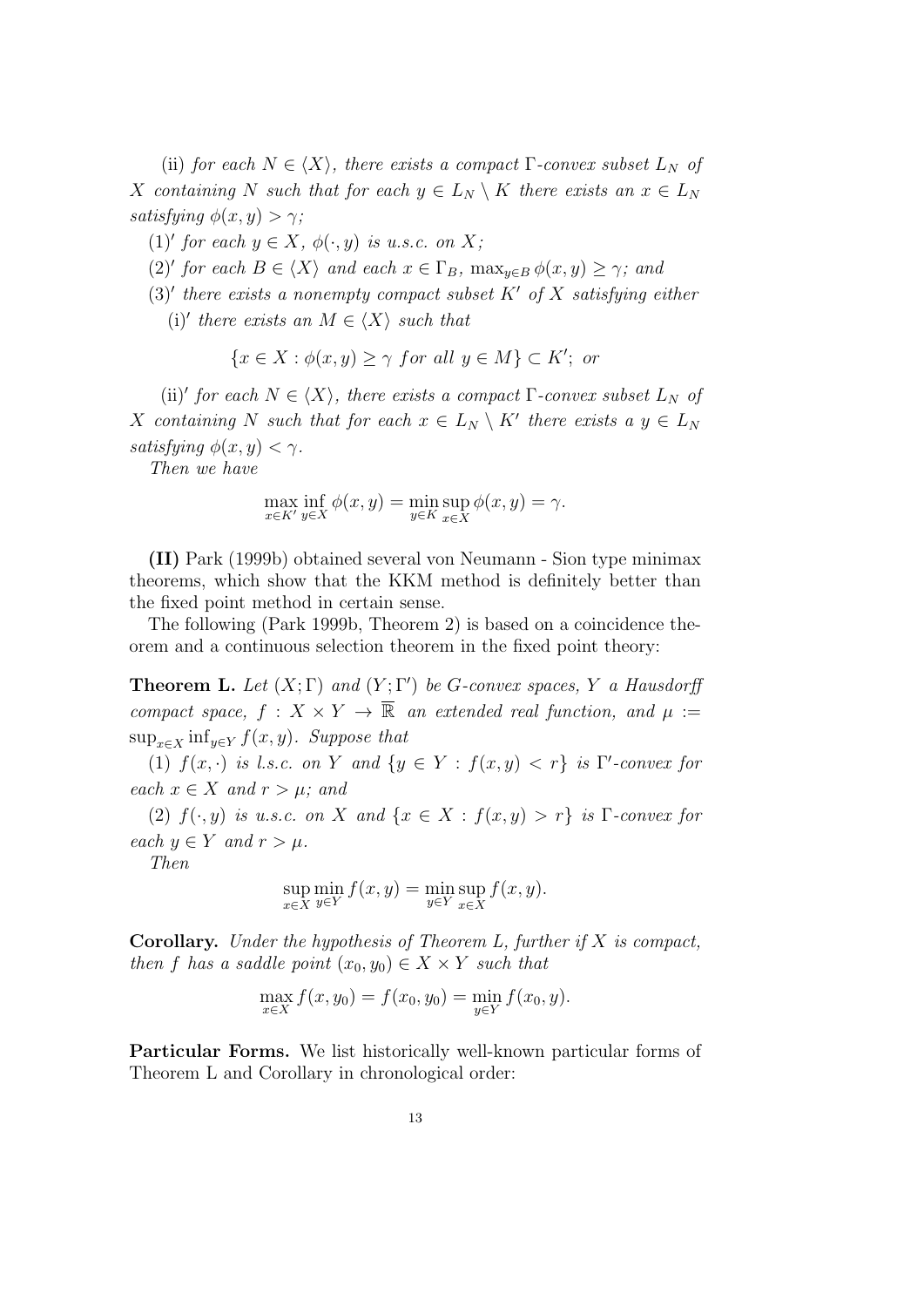(ii) *for each* $N \in \langle X \rangle$, *there exists a compact* $\Gamma$*-convex subset* $L_N$ *of* $X$ *containing* $N$ *such that for each* $y \in L_N \setminus K$ *there exists an* $x \in L_N$ *satisfying* $\phi(x, y) > \gamma$;

$(1)'$ *for each* $y \in X$, $\phi(\cdot, y)$ *is u.s.c. on* $X$;

$(2)'$ *for each* $B \in \langle X \rangle$ *and each* $x \in \Gamma_B$, $\max_{y \in B} \phi(x, y) \geq \gamma$; *and*

$(3)'$ *there exists a nonempty compact subset* $K'$ *of* $X$ *satisfying either*

(i)$'$ *there exists an* $M \in \langle X \rangle$ *such that*

$$\{x \in X : \phi(x, y) \geq \gamma \text{ for all } y \in M\} \subset K'; \text{ or}$$

(ii)$'$ *for each* $N \in \langle X \rangle$, *there exists a compact* $\Gamma$*-convex subset* $L_N$ *of* $X$ *containing* $N$ *such that for each* $x \in L_N \setminus K'$ *there exists a* $y \in L_N$ *satisfying* $\phi(x, y) < \gamma$.

*Then we have*

$$\max_{x \in K'} \inf_{y \in X} \phi(x, y) = \min_{y \in K} \sup_{x \in X} \phi(x, y) = \gamma.$$

**(II)** Park (1999b) obtained several von Neumann - Sion type minimax theorems, which show that the KKM method is definitely better than the fixed point method in certain sense.

The following (Park 1999b, Theorem 2) is based on a coincidence theorem and a continuous selection theorem in the fixed point theory:

**Theorem L.** *Let* $(X; \Gamma)$ *and* $(Y; \Gamma')$ *be G-convex spaces,* $Y$ *a Hausdorff compact space,* $f : X \times Y \to \overline{\mathbb{R}}$ *an extended real function, and* $\mu := \sup_{x \in X} \inf_{y \in Y} f(x, y)$. *Suppose that*

(1) $f(x, \cdot)$ *is l.s.c. on* $Y$ *and* $\{y \in Y : f(x, y) < r\}$ *is* $\Gamma'$*-convex for each* $x \in X$ *and* $r > \mu$; *and*

(2) $f(\cdot, y)$ *is u.s.c. on* $X$ *and* $\{x \in X : f(x, y) > r\}$ *is* $\Gamma$*-convex for each* $y \in Y$ *and* $r > \mu$.

*Then*

$$\sup_{x \in X} \min_{y \in Y} f(x, y) = \min_{y \in Y} \sup_{x \in X} f(x, y).$$

**Corollary.** *Under the hypothesis of Theorem L, further if* $X$ *is compact, then* $f$ *has a saddle point* $(x_0, y_0) \in X \times Y$ *such that*

$$\max_{x \in X} f(x, y_0) = f(x_0, y_0) = \min_{y \in Y} f(x_0, y).$$

**Particular Forms.** We list historically well-known particular forms of Theorem L and Corollary in chronological order: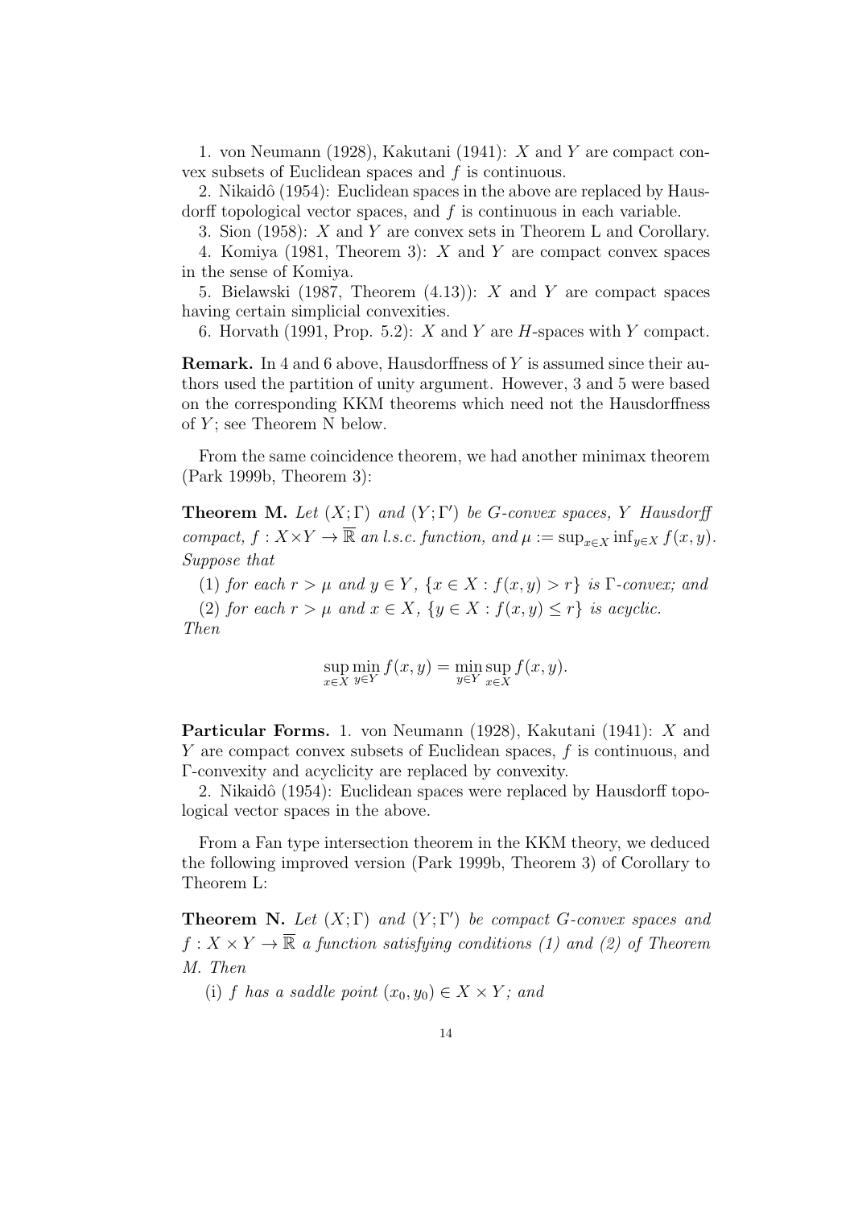1. von Neumann (1928), Kakutani (1941): $X$ and $Y$ are compact convex subsets of Euclidean spaces and $f$ is continuous.

2. Nikaidô (1954): Euclidean spaces in the above are replaced by Hausdorff topological vector spaces, and $f$ is continuous in each variable.

3. Sion (1958): $X$ and $Y$ are convex sets in Theorem L and Corollary.

4. Komiya (1981, Theorem 3): $X$ and $Y$ are compact convex spaces in the sense of Komiya.

5. Bielawski (1987, Theorem (4.13)): $X$ and $Y$ are compact spaces having certain simplicial convexities.

6. Horvath (1991, Prop. 5.2): $X$ and $Y$ are $H$-spaces with $Y$ compact.

**Remark.** In 4 and 6 above, Hausdorffness of $Y$ is assumed since their authors used the partition of unity argument. However, 3 and 5 were based on the corresponding KKM theorems which need not the Hausdorffness of $Y$; see Theorem N below.

From the same coincidence theorem, we had another minimax theorem (Park 1999b, Theorem 3):

**Theorem M.** *Let $(X;\Gamma)$ and $(Y;\Gamma')$ be G-convex spaces, $Y$ Hausdorff compact, $f : X\times Y \to \overline{\mathbb{R}}$ an l.s.c. function, and $\mu := \sup_{x\in X}\inf_{y\in X} f(x, y)$. Suppose that*

(1) *for each $r > \mu$ and $y \in Y$, $\{x \in X : f(x, y) > r\}$ is $\Gamma$-convex; and*

(2) *for each $r > \mu$ and $x \in X$, $\{y \in X : f(x, y) \le r\}$ is acyclic.*

*Then*

$$\sup_{x\in X}\min_{y\in Y} f(x, y) = \min_{y\in Y}\sup_{x\in X} f(x, y).$$

**Particular Forms.** 1. von Neumann (1928), Kakutani (1941): $X$ and $Y$ are compact convex subsets of Euclidean spaces, $f$ is continuous, and $\Gamma$-convexity and acyclicity are replaced by convexity.

2. Nikaidô (1954): Euclidean spaces were replaced by Hausdorff topological vector spaces in the above.

From a Fan type intersection theorem in the KKM theory, we deduced the following improved version (Park 1999b, Theorem 3) of Corollary to Theorem L:

**Theorem N.** *Let $(X;\Gamma)$ and $(Y;\Gamma')$ be compact G-convex spaces and $f : X \times Y \to \overline{\mathbb{R}}$ a function satisfying conditions (1) and (2) of Theorem M. Then*

(i) *$f$ has a saddle point $(x_0, y_0) \in X \times Y$; and*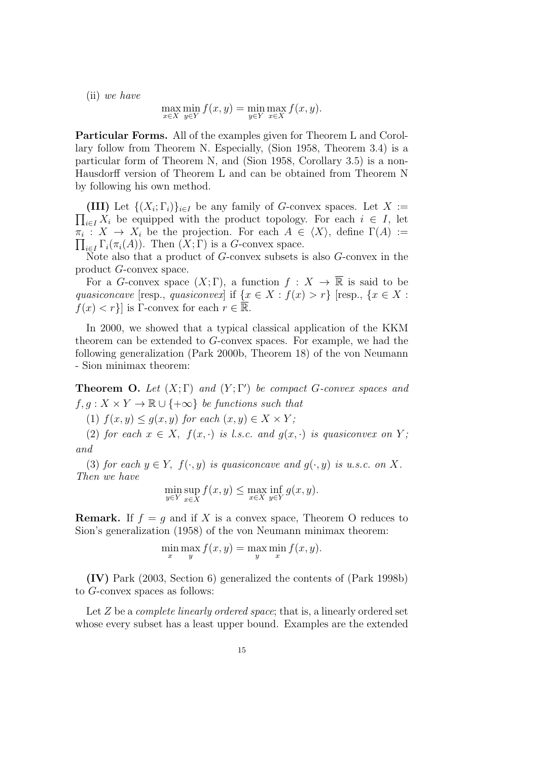(ii) *we have*

$$\max_{x \in X} \min_{y \in Y} f(x,y) = \min_{y \in Y} \max_{x \in X} f(x,y).$$

**Particular Forms.** All of the examples given for Theorem L and Corollary follow from Theorem N. Especially, (Sion 1958, Theorem 3.4) is a particular form of Theorem N, and (Sion 1958, Corollary 3.5) is a non-Hausdorff version of Theorem L and can be obtained from Theorem N by following his own method.

**(III)** Let $\{(X_i; \Gamma_i)\}_{i \in I}$ be any family of $G$-convex spaces. Let $X := \prod_{i \in I} X_i$ be equipped with the product topology. For each $i \in I$, let $\pi_i : X \to X_i$ be the projection. For each $A \in \langle X \rangle$, define $\Gamma(A) := \prod_{i \in I} \Gamma_i(\pi_i(A))$. Then $(X; \Gamma)$ is a $G$-convex space.

Note also that a product of $G$-convex subsets is also $G$-convex in the product $G$-convex space.

For a $G$-convex space $(X; \Gamma)$, a function $f : X \to \overline{\mathbb{R}}$ is said to be *quasiconcave* [resp., *quasiconvex*] if $\{x \in X : f(x) > r\}$ [resp., $\{x \in X : f(x) < r\}$] is $\Gamma$-convex for each $r \in \overline{\mathbb{R}}$.

In 2000, we showed that a typical classical application of the KKM theorem can be extended to $G$-convex spaces. For example, we had the following generalization (Park 2000b, Theorem 18) of the von Neumann - Sion minimax theorem:

**Theorem O.** *Let $(X; \Gamma)$ and $(Y; \Gamma')$ be compact $G$-convex spaces and $f, g : X \times Y \to \mathbb{R} \cup \{+\infty\}$ be functions such that*

(1) *$f(x,y) \leq g(x,y)$ for each $(x,y) \in X \times Y$;*

(2) *for each $x \in X$, $f(x, \cdot)$ is l.s.c. and $g(x, \cdot)$ is quasiconvex on $Y$; and*

(3) *for each $y \in Y$, $f(\cdot, y)$ is quasiconcave and $g(\cdot, y)$ is u.s.c. on $X$. Then we have*

$$\min_{y \in Y} \sup_{x \in X} f(x,y) \leq \max_{x \in X} \inf_{y \in Y} g(x,y).$$

**Remark.** If $f = g$ and if $X$ is a convex space, Theorem O reduces to Sion's generalization (1958) of the von Neumann minimax theorem:

$$\min_x \max_y f(x,y) = \max_y \min_x f(x,y).$$

**(IV)** Park (2003, Section 6) generalized the contents of (Park 1998b) to $G$-convex spaces as follows:

Let $Z$ be a *complete linearly ordered space*; that is, a linearly ordered set whose every subset has a least upper bound. Examples are the extended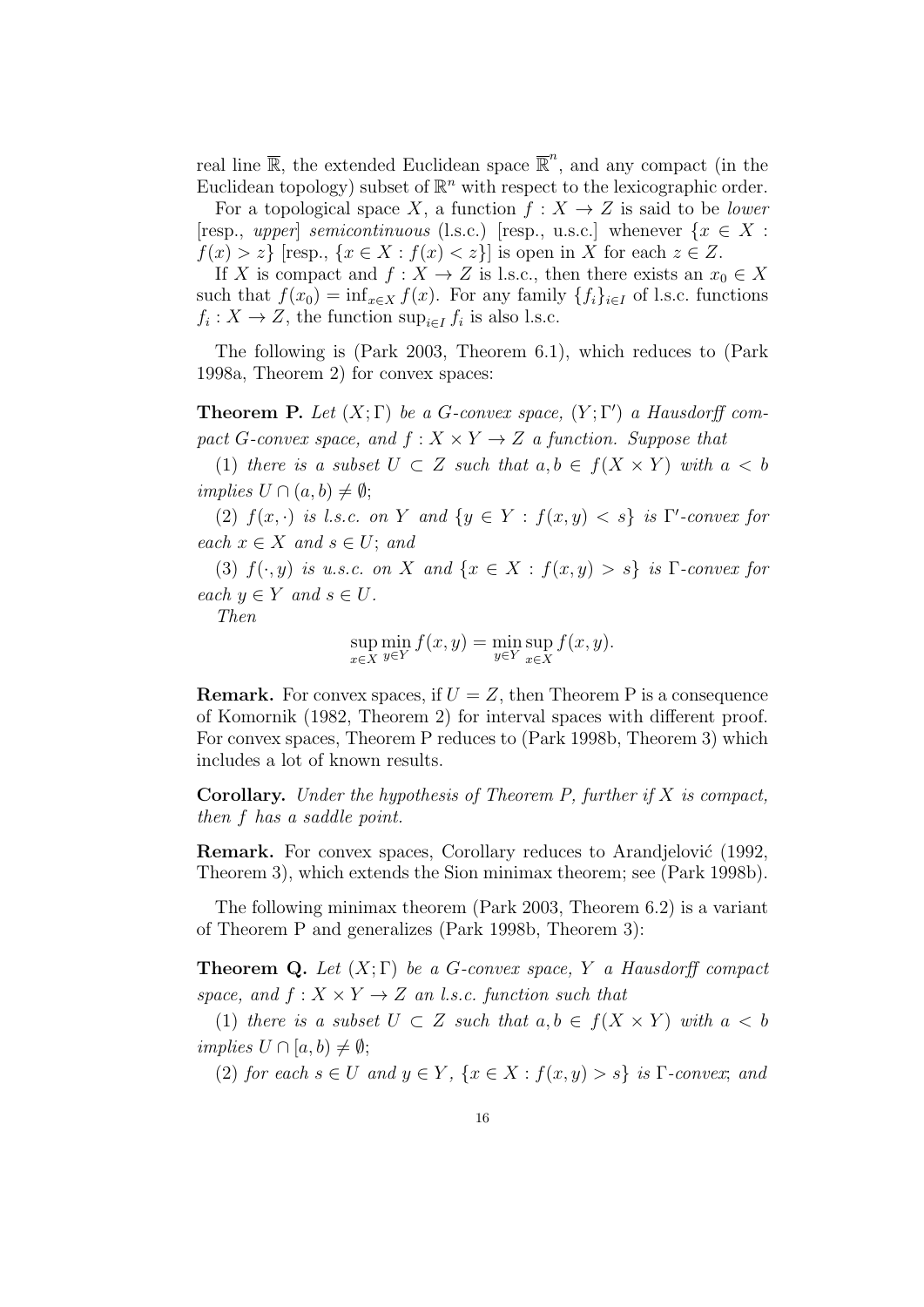real line $\overline{\mathbb{R}}$, the extended Euclidean space $\overline{\mathbb{R}}^n$, and any compact (in the Euclidean topology) subset of $\mathbb{R}^n$ with respect to the lexicographic order.

For a topological space $X$, a function $f : X \to Z$ is said to be *lower* [resp., *upper*] *semicontinuous* (l.s.c.) [resp., u.s.c.] whenever $\{x \in X : f(x) > z\}$ [resp., $\{x \in X : f(x) < z\}$] is open in $X$ for each $z \in Z$.

If $X$ is compact and $f : X \to Z$ is l.s.c., then there exists an $x_0 \in X$ such that $f(x_0) = \inf_{x \in X} f(x)$. For any family $\{f_i\}_{i \in I}$ of l.s.c. functions $f_i : X \to Z$, the function $\sup_{i \in I} f_i$ is also l.s.c.

The following is (Park 2003, Theorem 6.1), which reduces to (Park 1998a, Theorem 2) for convex spaces:

**Theorem P.** *Let $(X; \Gamma)$ be a G-convex space, $(Y; \Gamma')$ a Hausdorff compact G-convex space, and $f : X \times Y \to Z$ a function. Suppose that*

(1) *there is a subset $U \subset Z$ such that $a, b \in f(X \times Y)$ with $a < b$ implies $U \cap (a, b) \neq \emptyset$;*

(2) *$f(x, \cdot)$ is l.s.c. on $Y$ and $\{y \in Y : f(x, y) < s\}$ is $\Gamma'$-convex for each $x \in X$ and $s \in U$; and*

(3) *$f(\cdot, y)$ is u.s.c. on $X$ and $\{x \in X : f(x, y) > s\}$ is $\Gamma$-convex for each $y \in Y$ and $s \in U$.*

*Then*

$$\sup_{x \in X} \min_{y \in Y} f(x, y) = \min_{y \in Y} \sup_{x \in X} f(x, y).$$

**Remark.** For convex spaces, if $U = Z$, then Theorem P is a consequence of Komornik (1982, Theorem 2) for interval spaces with different proof. For convex spaces, Theorem P reduces to (Park 1998b, Theorem 3) which includes a lot of known results.

**Corollary.** *Under the hypothesis of Theorem P, further if $X$ is compact, then $f$ has a saddle point.*

**Remark.** For convex spaces, Corollary reduces to Arandjelović (1992, Theorem 3), which extends the Sion minimax theorem; see (Park 1998b).

The following minimax theorem (Park 2003, Theorem 6.2) is a variant of Theorem P and generalizes (Park 1998b, Theorem 3):

**Theorem Q.** *Let $(X; \Gamma)$ be a G-convex space, $Y$ a Hausdorff compact space, and $f : X \times Y \to Z$ an l.s.c. function such that*

(1) *there is a subset $U \subset Z$ such that $a, b \in f(X \times Y)$ with $a < b$ implies $U \cap [a, b) \neq \emptyset$;*

(2) *for each $s \in U$ and $y \in Y$, $\{x \in X : f(x, y) > s\}$ is $\Gamma$-convex; and*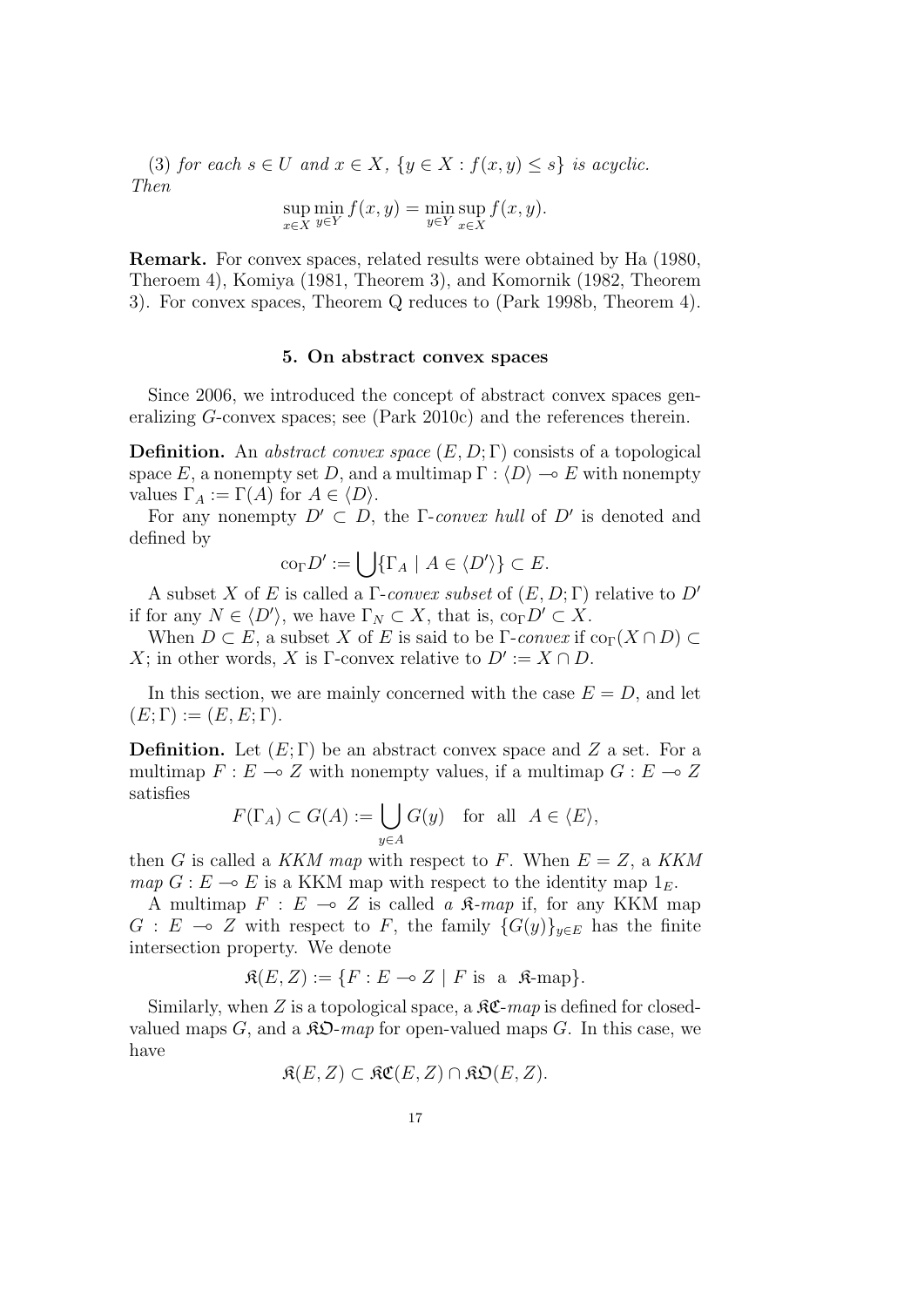(3) *for each* $s \in U$ *and* $x \in X$, $\{y \in X : f(x,y) \le s\}$ *is acyclic.* *Then*

$$\sup_{x\in X}\min_{y\in Y} f(x,y) = \min_{y\in Y}\sup_{x\in X} f(x,y).$$

**Remark.** For convex spaces, related results were obtained by Ha (1980, Theroem 4), Komiya (1981, Theorem 3), and Komornik (1982, Theorem 3). For convex spaces, Theorem Q reduces to (Park 1998b, Theorem 4).

## 5. On abstract convex spaces

Since 2006, we introduced the concept of abstract convex spaces generalizing $G$-convex spaces; see (Park 2010c) and the references therein.

**Definition.** An *abstract convex space* $(E, D; \Gamma)$ consists of a topological space $E$, a nonempty set $D$, and a multimap $\Gamma : \langle D\rangle \multimap E$ with nonempty values $\Gamma_A := \Gamma(A)$ for $A \in \langle D\rangle$.

For any nonempty $D' \subset D$, the $\Gamma$-*convex hull* of $D'$ is denoted and defined by

$$\mathrm{co}_\Gamma D' := \bigcup\{\Gamma_A \mid A \in \langle D'\rangle\} \subset E.$$

A subset $X$ of $E$ is called a $\Gamma$-*convex subset* of $(E, D; \Gamma)$ relative to $D'$ if for any $N \in \langle D'\rangle$, we have $\Gamma_N \subset X$, that is, $\mathrm{co}_\Gamma D' \subset X$.

When $D \subset E$, a subset $X$ of $E$ is said to be $\Gamma$-*convex* if $\mathrm{co}_\Gamma(X \cap D) \subset X$; in other words, $X$ is $\Gamma$-convex relative to $D' := X \cap D$.

In this section, we are mainly concerned with the case $E = D$, and let $(E; \Gamma) := (E, E; \Gamma)$.

**Definition.** Let $(E; \Gamma)$ be an abstract convex space and $Z$ a set. For a multimap $F : E \multimap Z$ with nonempty values, if a multimap $G : E \multimap Z$ satisfies

$$F(\Gamma_A) \subset G(A) := \bigcup_{y\in A} G(y) \quad \text{for all} \quad A \in \langle E\rangle,$$

then $G$ is called a *KKM map* with respect to $F$. When $E = Z$, a *KKM map* $G : E \multimap E$ is a KKM map with respect to the identity map $1_E$.

A multimap $F : E \multimap Z$ is called *a* $\mathfrak{K}$-*map* if, for any KKM map $G : E \multimap Z$ with respect to $F$, the family $\{G(y)\}_{y\in E}$ has the finite intersection property. We denote

$$\mathfrak{K}(E, Z) := \{F : E \multimap Z \mid F \text{ is a } \mathfrak{K}\text{-map}\}.$$

Similarly, when $Z$ is a topological space, a $\mathfrak{KC}$-*map* is defined for closed-valued maps $G$, and a $\mathfrak{KO}$-*map* for open-valued maps $G$. In this case, we have

$$\mathfrak{K}(E, Z) \subset \mathfrak{KC}(E, Z) \cap \mathfrak{KO}(E, Z).$$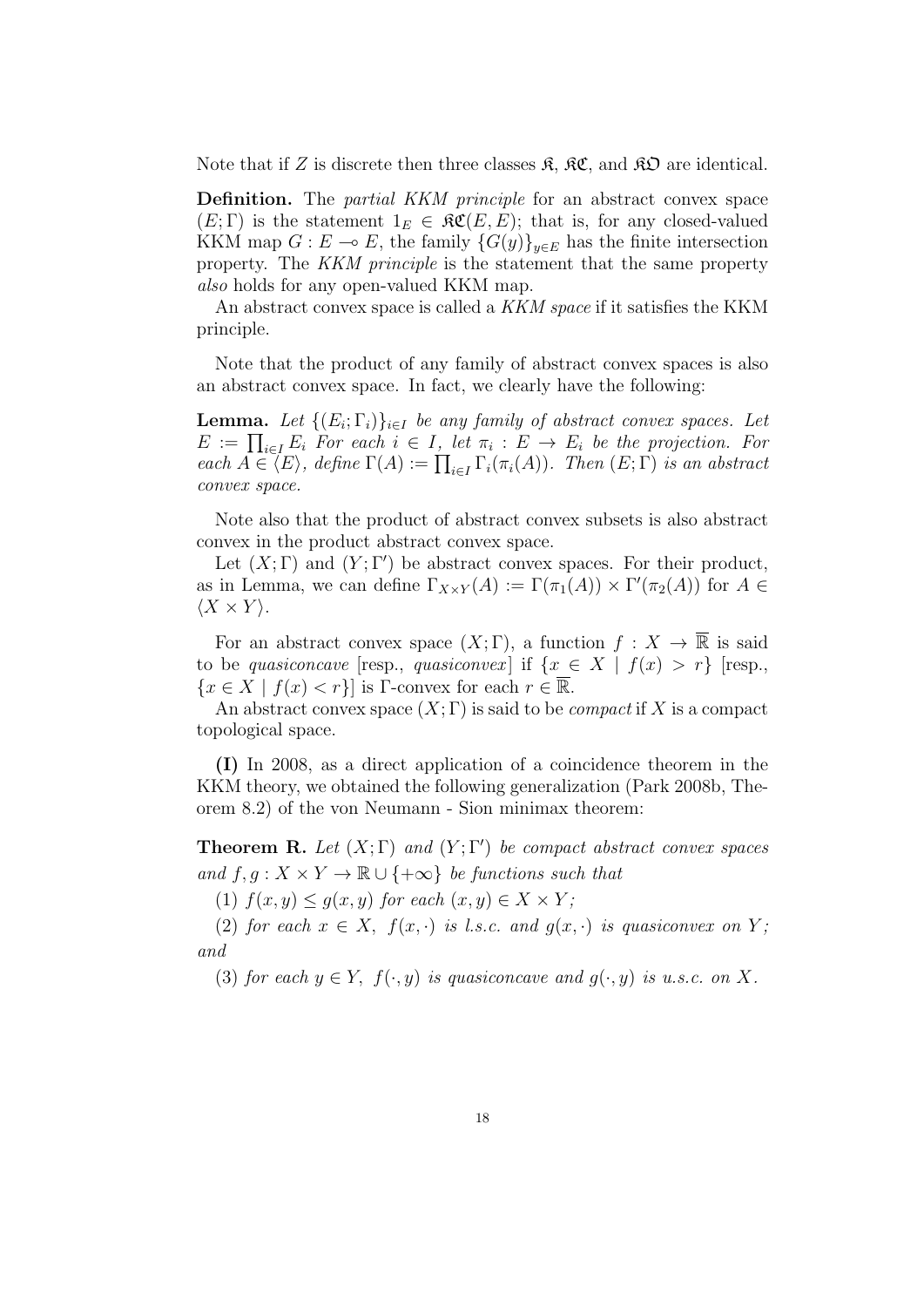Note that if $Z$ is discrete then three classes $\mathfrak{K}$, $\mathfrak{KC}$, and $\mathfrak{KO}$ are identical.

**Definition.** The *partial KKM principle* for an abstract convex space $(E;\Gamma)$ is the statement $1_E \in \mathfrak{KC}(E,E)$; that is, for any closed-valued KKM map $G : E \multimap E$, the family $\{G(y)\}_{y\in E}$ has the finite intersection property. The *KKM principle* is the statement that the same property *also* holds for any open-valued KKM map.

An abstract convex space is called a *KKM space* if it satisfies the KKM principle.

Note that the product of any family of abstract convex spaces is also an abstract convex space. In fact, we clearly have the following:

**Lemma.** *Let $\{(E_i;\Gamma_i)\}_{i\in I}$ be any family of abstract convex spaces. Let $E := \prod_{i\in I} E_i$ For each $i \in I$, let $\pi_i : E \to E_i$ be the projection. For each $A \in \langle E\rangle$, define $\Gamma(A) := \prod_{i\in I} \Gamma_i(\pi_i(A))$. Then $(E;\Gamma)$ is an abstract convex space.*

Note also that the product of abstract convex subsets is also abstract convex in the product abstract convex space.

Let $(X;\Gamma)$ and $(Y;\Gamma')$ be abstract convex spaces. For their product, as in Lemma, we can define $\Gamma_{X\times Y}(A) := \Gamma(\pi_1(A)) \times \Gamma'(\pi_2(A))$ for $A \in \langle X \times Y\rangle$.

For an abstract convex space $(X;\Gamma)$, a function $f : X \to \overline{\mathbb{R}}$ is said to be *quasiconcave* [resp., *quasiconvex*] if $\{x \in X \mid f(x) > r\}$ [resp., $\{x \in X \mid f(x) < r\}$] is $\Gamma$-convex for each $r \in \overline{\mathbb{R}}$.

An abstract convex space $(X;\Gamma)$ is said to be *compact* if $X$ is a compact topological space.

**(I)** In 2008, as a direct application of a coincidence theorem in the KKM theory, we obtained the following generalization (Park 2008b, Theorem 8.2) of the von Neumann - Sion minimax theorem:

**Theorem R.** *Let $(X;\Gamma)$ and $(Y;\Gamma')$ be compact abstract convex spaces and $f,g : X \times Y \to \mathbb{R} \cup \{+\infty\}$ be functions such that*

*(1) $f(x,y) \le g(x,y)$ for each $(x,y) \in X \times Y$;*

*(2) for each $x \in X$, $f(x,\cdot)$ is l.s.c. and $g(x,\cdot)$ is quasiconvex on $Y$; and*

*(3) for each $y \in Y$, $f(\cdot,y)$ is quasiconcave and $g(\cdot,y)$ is u.s.c. on $X$.*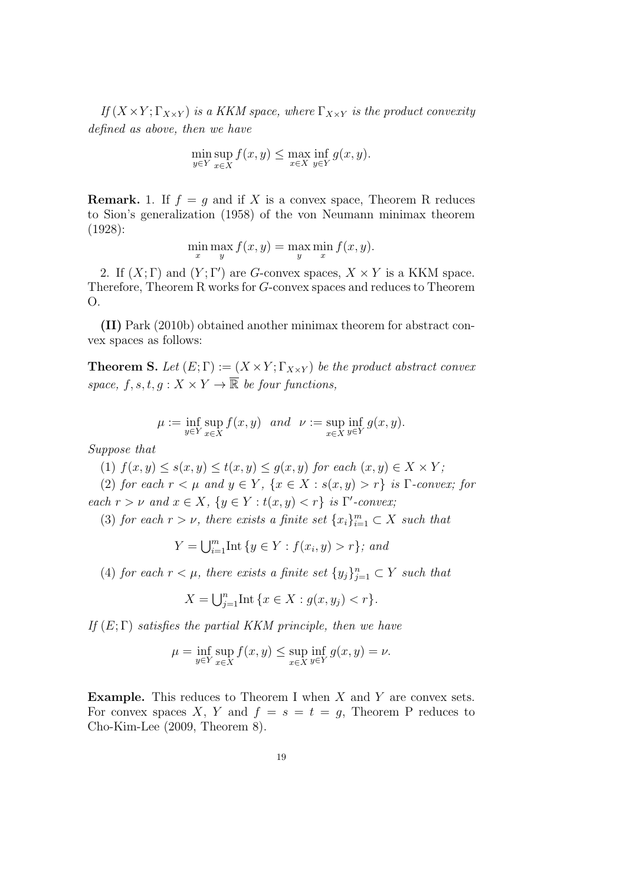*If* $(X \times Y; \Gamma_{X\times Y})$ *is a KKM space, where* $\Gamma_{X\times Y}$ *is the product convexity defined as above, then we have*

$$\min_{y\in Y} \sup_{x\in X} f(x,y) \leq \max_{x\in X} \inf_{y\in Y} g(x,y).$$

**Remark.** 1. If $f = g$ and if $X$ is a convex space, Theorem R reduces to Sion's generalization (1958) of the von Neumann minimax theorem (1928):

$$\min_{x} \max_{y} f(x,y) = \max_{y} \min_{x} f(x,y).$$

2. If $(X;\Gamma)$ and $(Y;\Gamma')$ are $G$-convex spaces, $X \times Y$ is a KKM space. Therefore, Theorem R works for $G$-convex spaces and reduces to Theorem O.

**(II)** Park (2010b) obtained another minimax theorem for abstract convex spaces as follows:

**Theorem S.** *Let* $(E;\Gamma) := (X \times Y; \Gamma_{X\times Y})$ *be the product abstract convex space,* $f, s, t, g : X \times Y \to \overline{\mathbb{R}}$ *be four functions,*

$$\mu := \inf_{y\in Y} \sup_{x\in X} f(x,y) \quad and \quad \nu := \sup_{x\in X} \inf_{y\in Y} g(x,y).$$

*Suppose that*

(1) $f(x,y) \leq s(x,y) \leq t(x,y) \leq g(x,y)$ *for each* $(x,y) \in X \times Y$*;*

(2) *for each* $r < \mu$ *and* $y \in Y$*,* $\{x \in X : s(x,y) > r\}$ *is* $\Gamma$*-convex; for each* $r > \nu$ *and* $x \in X$*,* $\{y \in Y : t(x,y) < r\}$ *is* $\Gamma'$*-convex;*

(3) *for each* $r > \nu$*, there exists a finite set* $\{x_i\}_{i=1}^m \subset X$ *such that*

$$Y = \textstyle\bigcup_{i=1}^m \mathrm{Int}\,\{y \in Y : f(x_i,y) > r\}; \text{ and}$$

(4) *for each* $r < \mu$*, there exists a finite set* $\{y_j\}_{j=1}^n \subset Y$ *such that*

$$X = \textstyle\bigcup_{j=1}^n \mathrm{Int}\,\{x \in X : g(x,y_j) < r\}.$$

*If* $(E;\Gamma)$ *satisfies the partial KKM principle, then we have*

$$\mu = \inf_{y\in Y} \sup_{x\in X} f(x,y) \leq \sup_{x\in X} \inf_{y\in Y} g(x,y) = \nu.$$

**Example.** This reduces to Theorem I when $X$ and $Y$ are convex sets. For convex spaces $X$, $Y$ and $f = s = t = g$, Theorem P reduces to Cho-Kim-Lee (2009, Theorem 8).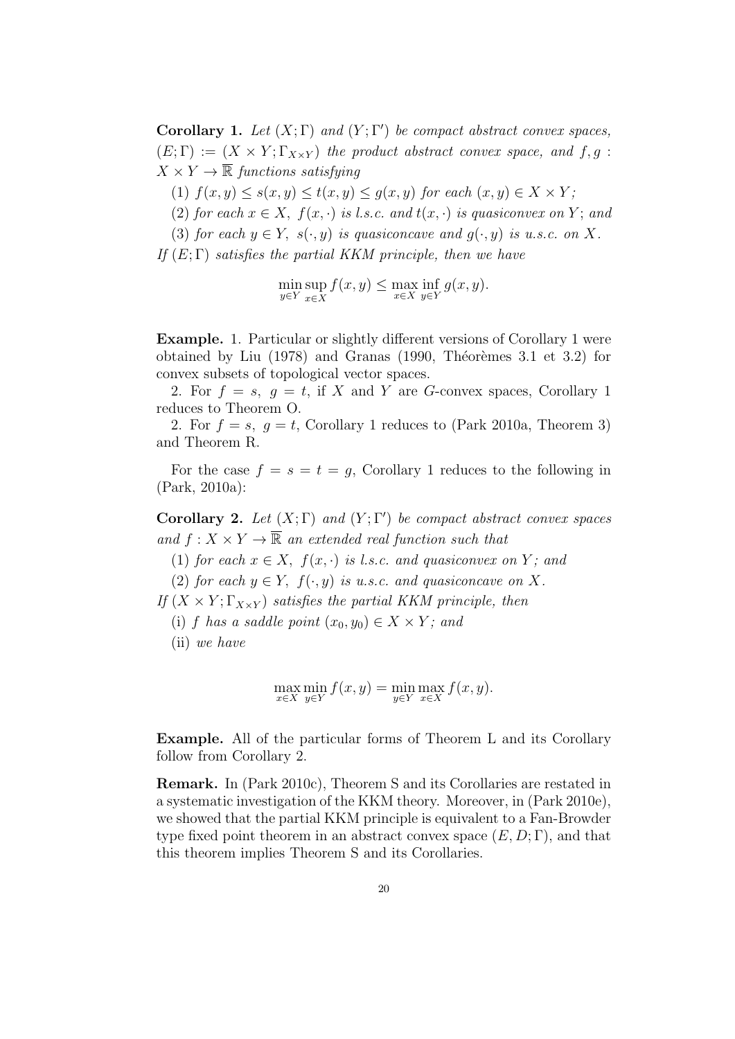**Corollary 1.** *Let $(X;\Gamma)$ and $(Y;\Gamma')$ be compact abstract convex spaces, $(E;\Gamma) := (X \times Y; \Gamma_{X\times Y})$ the product abstract convex space, and $f, g : X \times Y \to \overline{\mathbb{R}}$ functions satisfying*

(1) *$f(x,y) \leq s(x,y) \leq t(x,y) \leq g(x,y)$ for each $(x,y) \in X \times Y$;*

(2) *for each $x \in X$, $f(x,\cdot)$ is l.s.c. and $t(x,\cdot)$ is quasiconvex on $Y$; and*

(3) *for each $y \in Y$, $s(\cdot,y)$ is quasiconcave and $g(\cdot,y)$ is u.s.c. on $X$.*

*If $(E;\Gamma)$ satisfies the partial KKM principle, then we have*

$$\min_{y\in Y} \sup_{x\in X} f(x,y) \leq \max_{x\in X} \inf_{y\in Y} g(x,y).$$

**Example.** 1. Particular or slightly different versions of Corollary 1 were obtained by Liu (1978) and Granas (1990, Théorèmes 3.1 et 3.2) for convex subsets of topological vector spaces.

2. For $f = s$, $g = t$, if $X$ and $Y$ are $G$-convex spaces, Corollary 1 reduces to Theorem O.

2. For $f = s$, $g = t$, Corollary 1 reduces to (Park 2010a, Theorem 3) and Theorem R.

For the case $f = s = t = g$, Corollary 1 reduces to the following in (Park, 2010a):

**Corollary 2.** *Let $(X;\Gamma)$ and $(Y;\Gamma')$ be compact abstract convex spaces and $f : X \times Y \to \overline{\mathbb{R}}$ an extended real function such that*

(1) *for each $x \in X$, $f(x,\cdot)$ is l.s.c. and quasiconvex on $Y$; and*

(2) *for each $y \in Y$, $f(\cdot,y)$ is u.s.c. and quasiconcave on $X$.*

*If $(X \times Y; \Gamma_{X\times Y})$ satisfies the partial KKM principle, then*

(i) *$f$ has a saddle point $(x_0, y_0) \in X \times Y$; and*

(ii) *we have*

$$\max_{x\in X} \min_{y\in Y} f(x,y) = \min_{y\in Y} \max_{x\in X} f(x,y).$$

**Example.** All of the particular forms of Theorem L and its Corollary follow from Corollary 2.

**Remark.** In (Park 2010c), Theorem S and its Corollaries are restated in a systematic investigation of the KKM theory. Moreover, in (Park 2010e), we showed that the partial KKM principle is equivalent to a Fan-Browder type fixed point theorem in an abstract convex space $(E, D; \Gamma)$, and that this theorem implies Theorem S and its Corollaries.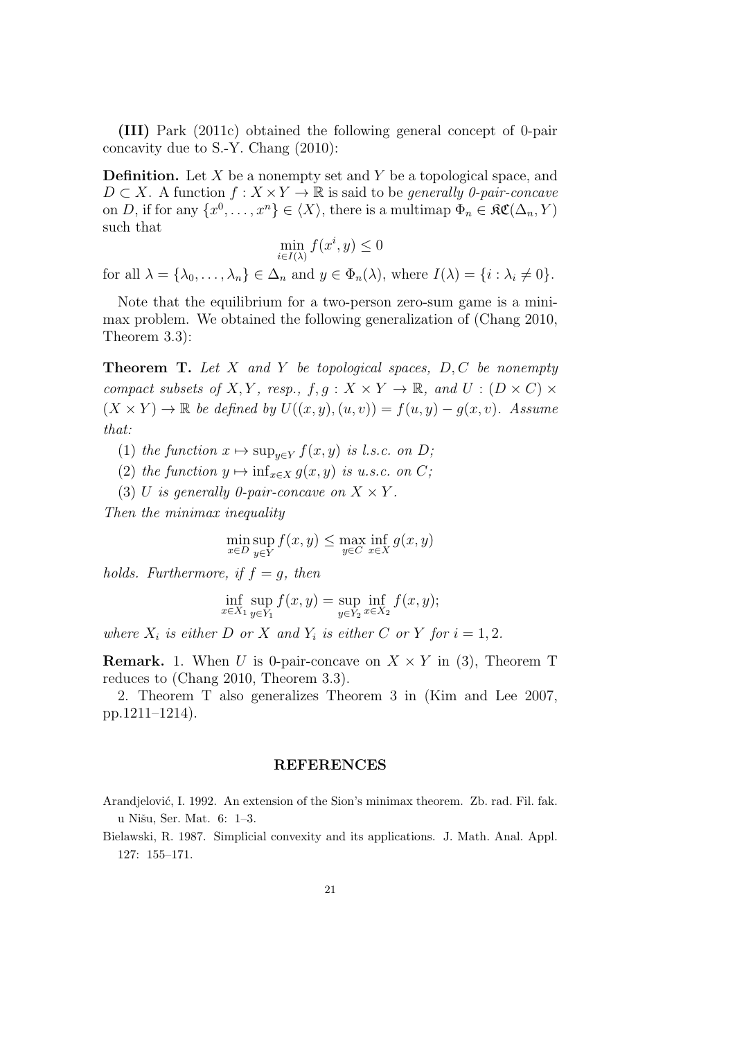**(III)** Park (2011c) obtained the following general concept of 0-pair concavity due to S.-Y. Chang (2010):

**Definition.** Let $X$ be a nonempty set and $Y$ be a topological space, and $D \subset X$. A function $f : X \times Y \to \mathbb{R}$ is said to be *generally 0-pair-concave* on $D$, if for any $\{x^0, \ldots, x^n\} \in \langle X \rangle$, there is a multimap $\Phi_n \in \mathfrak{KC}(\Delta_n, Y)$ such that

$$\min_{i \in I(\lambda)} f(x^i, y) \leq 0$$

for all $\lambda = \{\lambda_0, \ldots, \lambda_n\} \in \Delta_n$ and $y \in \Phi_n(\lambda)$, where $I(\lambda) = \{i : \lambda_i \neq 0\}$.

Note that the equilibrium for a two-person zero-sum game is a minimax problem. We obtained the following generalization of (Chang 2010, Theorem 3.3):

**Theorem T.** *Let $X$ and $Y$ be topological spaces, $D, C$ be nonempty compact subsets of $X, Y$, resp., $f, g : X \times Y \to \mathbb{R}$, and $U : (D \times C) \times (X \times Y) \to \mathbb{R}$ be defined by $U((x, y), (u, v)) = f(u, y) - g(x, v)$. Assume that:*

(1) *the function $x \mapsto \sup_{y \in Y} f(x, y)$ is l.s.c. on $D$;*

(2) *the function $y \mapsto \inf_{x \in X} g(x, y)$ is u.s.c. on $C$;*

(3) *$U$ is generally 0-pair-concave on $X \times Y$.*

*Then the minimax inequality*

$$\min_{x \in D} \sup_{y \in Y} f(x, y) \leq \max_{y \in C} \inf_{x \in X} g(x, y)$$

*holds. Furthermore, if $f = g$, then*

$$\inf_{x \in X_1} \sup_{y \in Y_1} f(x, y) = \sup_{y \in Y_2} \inf_{x \in X_2} f(x, y);$$

*where $X_i$ is either $D$ or $X$ and $Y_i$ is either $C$ or $Y$ for $i = 1, 2$.*

**Remark.** 1. When $U$ is 0-pair-concave on $X \times Y$ in (3), Theorem T reduces to (Chang 2010, Theorem 3.3).

2. Theorem T also generalizes Theorem 3 in (Kim and Lee 2007, pp.1211–1214).

## REFERENCES

Arandjelović, I. 1992. An extension of the Sion's minimax theorem. Zb. rad. Fil. fak. u Nišu, Ser. Mat. 6: 1–3.

Bielawski, R. 1987. Simplicial convexity and its applications. J. Math. Anal. Appl. 127: 155–171.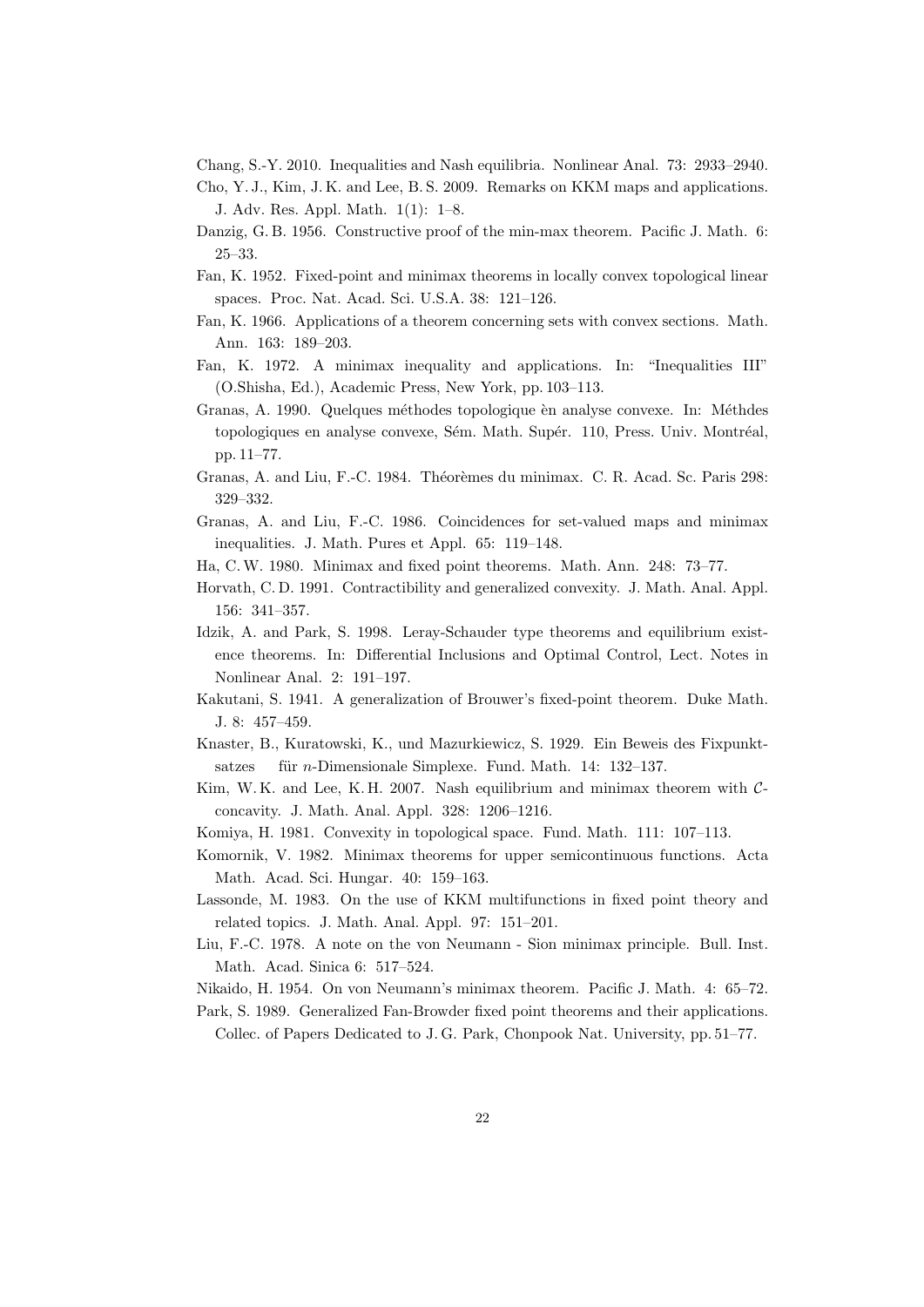Chang, S.-Y. 2010. Inequalities and Nash equilibria. Nonlinear Anal. 73: 2933–2940.

Cho, Y. J., Kim, J. K. and Lee, B. S. 2009. Remarks on KKM maps and applications. J. Adv. Res. Appl. Math. 1(1): 1–8.

Danzig, G. B. 1956. Constructive proof of the min-max theorem. Pacific J. Math. 6: 25–33.

Fan, K. 1952. Fixed-point and minimax theorems in locally convex topological linear spaces. Proc. Nat. Acad. Sci. U.S.A. 38: 121–126.

Fan, K. 1966. Applications of a theorem concerning sets with convex sections. Math. Ann. 163: 189–203.

Fan, K. 1972. A minimax inequality and applications. In: "Inequalities III" (O.Shisha, Ed.), Academic Press, New York, pp. 103–113.

Granas, A. 1990. Quelques méthodes topologique èn analyse convexe. In: Méthdes topologiques en analyse convexe, Sém. Math. Supér. 110, Press. Univ. Montréal, pp. 11–77.

Granas, A. and Liu, F.-C. 1984. Théorèmes du minimax. C. R. Acad. Sc. Paris 298: 329–332.

Granas, A. and Liu, F.-C. 1986. Coincidences for set-valued maps and minimax inequalities. J. Math. Pures et Appl. 65: 119–148.

Ha, C. W. 1980. Minimax and fixed point theorems. Math. Ann. 248: 73–77.

Horvath, C. D. 1991. Contractibility and generalized convexity. J. Math. Anal. Appl. 156: 341–357.

Idzik, A. and Park, S. 1998. Leray-Schauder type theorems and equilibrium existence theorems. In: Differential Inclusions and Optimal Control, Lect. Notes in Nonlinear Anal. 2: 191–197.

Kakutani, S. 1941. A generalization of Brouwer's fixed-point theorem. Duke Math. J. 8: 457–459.

Knaster, B., Kuratowski, K., und Mazurkiewicz, S. 1929. Ein Beweis des Fixpunktsatzes für $n$-Dimensionale Simplexe. Fund. Math. 14: 132–137.

Kim, W. K. and Lee, K. H. 2007. Nash equilibrium and minimax theorem with $\mathcal{C}$-concavity. J. Math. Anal. Appl. 328: 1206–1216.

Komiya, H. 1981. Convexity in topological space. Fund. Math. 111: 107–113.

Komornik, V. 1982. Minimax theorems for upper semicontinuous functions. Acta Math. Acad. Sci. Hungar. 40: 159–163.

Lassonde, M. 1983. On the use of KKM multifunctions in fixed point theory and related topics. J. Math. Anal. Appl. 97: 151–201.

Liu, F.-C. 1978. A note on the von Neumann - Sion minimax principle. Bull. Inst. Math. Acad. Sinica 6: 517–524.

Nikaido, H. 1954. On von Neumann's minimax theorem. Pacific J. Math. 4: 65–72.

Park, S. 1989. Generalized Fan-Browder fixed point theorems and their applications. Collec. of Papers Dedicated to J. G. Park, Chonpook Nat. University, pp. 51–77.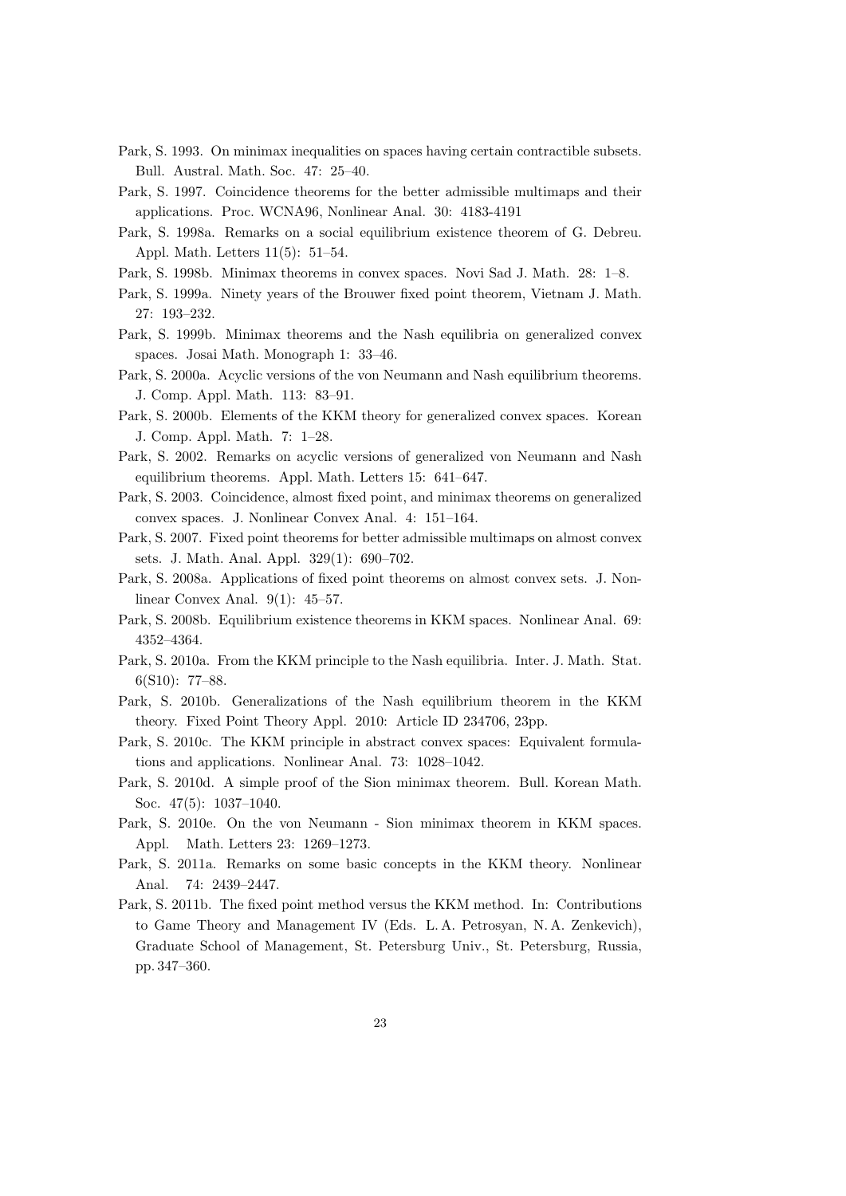Park, S. 1993. On minimax inequalities on spaces having certain contractible subsets. Bull. Austral. Math. Soc. 47: 25–40.

Park, S. 1997. Coincidence theorems for the better admissible multimaps and their applications. Proc. WCNA96, Nonlinear Anal. 30: 4183-4191

Park, S. 1998a. Remarks on a social equilibrium existence theorem of G. Debreu. Appl. Math. Letters 11(5): 51–54.

Park, S. 1998b. Minimax theorems in convex spaces. Novi Sad J. Math. 28: 1–8.

Park, S. 1999a. Ninety years of the Brouwer fixed point theorem, Vietnam J. Math. 27: 193–232.

Park, S. 1999b. Minimax theorems and the Nash equilibria on generalized convex spaces. Josai Math. Monograph 1: 33–46.

Park, S. 2000a. Acyclic versions of the von Neumann and Nash equilibrium theorems. J. Comp. Appl. Math. 113: 83–91.

Park, S. 2000b. Elements of the KKM theory for generalized convex spaces. Korean J. Comp. Appl. Math. 7: 1–28.

Park, S. 2002. Remarks on acyclic versions of generalized von Neumann and Nash equilibrium theorems. Appl. Math. Letters 15: 641–647.

Park, S. 2003. Coincidence, almost fixed point, and minimax theorems on generalized convex spaces. J. Nonlinear Convex Anal. 4: 151–164.

Park, S. 2007. Fixed point theorems for better admissible multimaps on almost convex sets. J. Math. Anal. Appl. 329(1): 690–702.

Park, S. 2008a. Applications of fixed point theorems on almost convex sets. J. Nonlinear Convex Anal. 9(1): 45–57.

Park, S. 2008b. Equilibrium existence theorems in KKM spaces. Nonlinear Anal. 69: 4352–4364.

Park, S. 2010a. From the KKM principle to the Nash equilibria. Inter. J. Math. Stat. 6(S10): 77–88.

Park, S. 2010b. Generalizations of the Nash equilibrium theorem in the KKM theory. Fixed Point Theory Appl. 2010: Article ID 234706, 23pp.

Park, S. 2010c. The KKM principle in abstract convex spaces: Equivalent formulations and applications. Nonlinear Anal. 73: 1028–1042.

Park, S. 2010d. A simple proof of the Sion minimax theorem. Bull. Korean Math. Soc. 47(5): 1037–1040.

Park, S. 2010e. On the von Neumann - Sion minimax theorem in KKM spaces. Appl. Math. Letters 23: 1269–1273.

Park, S. 2011a. Remarks on some basic concepts in the KKM theory. Nonlinear Anal. 74: 2439–2447.

Park, S. 2011b. The fixed point method versus the KKM method. In: Contributions to Game Theory and Management IV (Eds. L. A. Petrosyan, N. A. Zenkevich), Graduate School of Management, St. Petersburg Univ., St. Petersburg, Russia, pp. 347–360.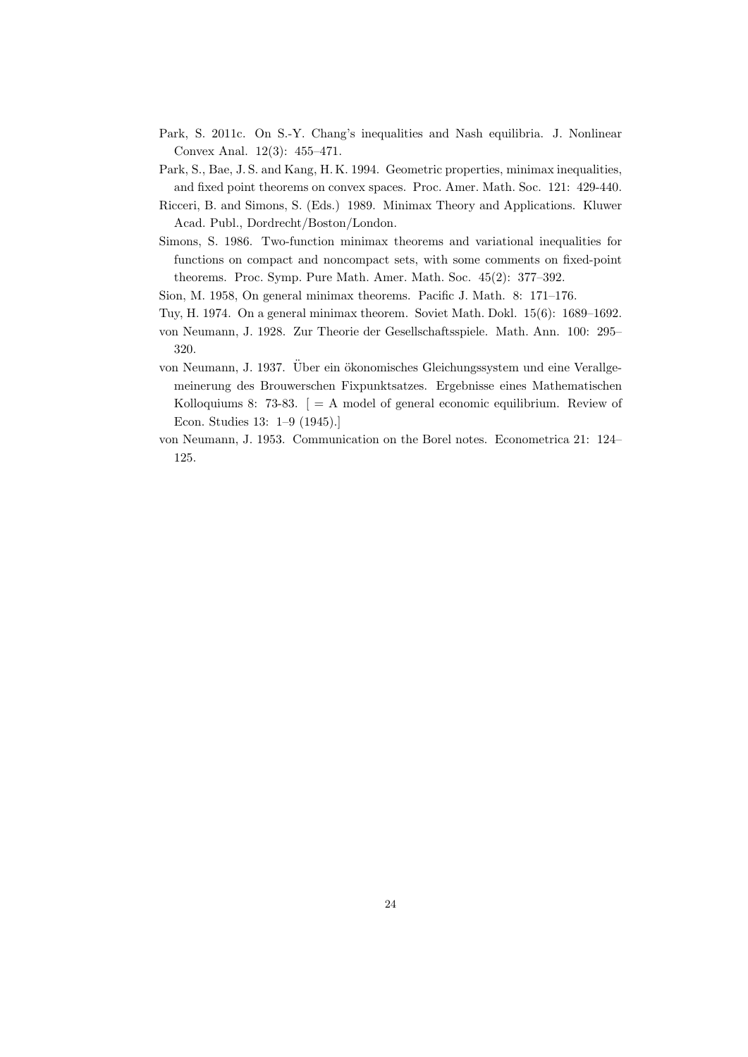Park, S. 2011c. On S.-Y. Chang's inequalities and Nash equilibria. J. Nonlinear Convex Anal. 12(3): 455–471.

Park, S., Bae, J. S. and Kang, H. K. 1994. Geometric properties, minimax inequalities, and fixed point theorems on convex spaces. Proc. Amer. Math. Soc. 121: 429-440.

Ricceri, B. and Simons, S. (Eds.) 1989. Minimax Theory and Applications. Kluwer Acad. Publ., Dordrecht/Boston/London.

Simons, S. 1986. Two-function minimax theorems and variational inequalities for functions on compact and noncompact sets, with some comments on fixed-point theorems. Proc. Symp. Pure Math. Amer. Math. Soc. 45(2): 377–392.

Sion, M. 1958, On general minimax theorems. Pacific J. Math. 8: 171–176.

Tuy, H. 1974. On a general minimax theorem. Soviet Math. Dokl. 15(6): 1689–1692.

von Neumann, J. 1928. Zur Theorie der Gesellschaftsspiele. Math. Ann. 100: 295–320.

von Neumann, J. 1937. Über ein ökonomisches Gleichungssystem und eine Verallgemeinerung des Brouwerschen Fixpunktsatzes. Ergebnisse eines Mathematischen Kolloquiums 8: 73-83. [ = A model of general economic equilibrium. Review of Econ. Studies 13: 1–9 (1945).]

von Neumann, J. 1953. Communication on the Borel notes. Econometrica 21: 124–125.